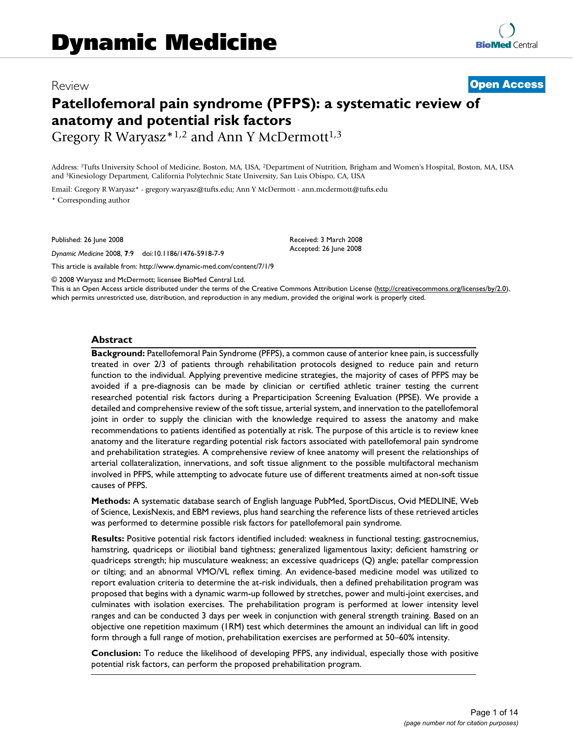# Dynamic Medicine

Review

**Open Access**

# Patellofemoral pain syndrome (PFPS): a systematic review of anatomy and potential risk factors

Gregory R Waryasz*[1,2] and Ann Y McDermott[1,3]

Address: [1]Tufts University School of Medicine, Boston, MA, USA, [2]Department of Nutrition, Brigham and Women's Hospital, Boston, MA, USA and [3]Kinesiology Department, California Polytechnic State University, San Luis Obispo, CA, USA

Email: Gregory R Waryasz* - gregory.waryasz@tufts.edu; Ann Y McDermott - ann.mcdermott@tufts.edu

* Corresponding author

Published: 26 June 2008

*Dynamic Medicine* 2008, **7**:9 doi:10.1186/1476-5918-7-9

Received: 3 March 2008

Accepted: 26 June 2008

This article is available from: http://www.dynamic-med.com/content/7/1/9

© 2008 Waryasz and McDermott; licensee BioMed Central Ltd.

This is an Open Access article distributed under the terms of the Creative Commons Attribution License (http://creativecommons.org/licenses/by/2.0), which permits unrestricted use, distribution, and reproduction in any medium, provided the original work is properly cited.

## Abstract

**Background:** Patellofemoral Pain Syndrome (PFPS), a common cause of anterior knee pain, is successfully treated in over 2/3 of patients through rehabilitation protocols designed to reduce pain and return function to the individual. Applying preventive medicine strategies, the majority of cases of PFPS may be avoided if a pre-diagnosis can be made by clinician or certified athletic trainer testing the current researched potential risk factors during a Preparticipation Screening Evaluation (PPSE). We provide a detailed and comprehensive review of the soft tissue, arterial system, and innervation to the patellofemoral joint in order to supply the clinician with the knowledge required to assess the anatomy and make recommendations to patients identified as potentially at risk. The purpose of this article is to review knee anatomy and the literature regarding potential risk factors associated with patellofemoral pain syndrome and prehabilitation strategies. A comprehensive review of knee anatomy will present the relationships of arterial collateralization, innervations, and soft tissue alignment to the possible multifactoral mechanism involved in PFPS, while attempting to advocate future use of different treatments aimed at non-soft tissue causes of PFPS.

**Methods:** A systematic database search of English language PubMed, SportDiscus, Ovid MEDLINE, Web of Science, LexisNexis, and EBM reviews, plus hand searching the reference lists of these retrieved articles was performed to determine possible risk factors for patellofemoral pain syndrome.

**Results:** Positive potential risk factors identified included: weakness in functional testing; gastrocnemius, hamstring, quadriceps or iliotibial band tightness; generalized ligamentous laxity; deficient hamstring or quadriceps strength; hip musculature weakness; an excessive quadriceps (Q) angle; patellar compression or tilting; and an abnormal VMO/VL reflex timing. An evidence-based medicine model was utilized to report evaluation criteria to determine the at-risk individuals, then a defined prehabilitation program was proposed that begins with a dynamic warm-up followed by stretches, power and multi-joint exercises, and culminates with isolation exercises. The prehabilitation program is performed at lower intensity level ranges and can be conducted 3 days per week in conjunction with general strength training. Based on an objective one repetition maximum (1RM) test which determines the amount an individual can lift in good form through a full range of motion, prehabilitation exercises are performed at 50–60% intensity.

**Conclusion:** To reduce the likelihood of developing PFPS, any individual, especially those with positive potential risk factors, can perform the proposed prehabilitation program.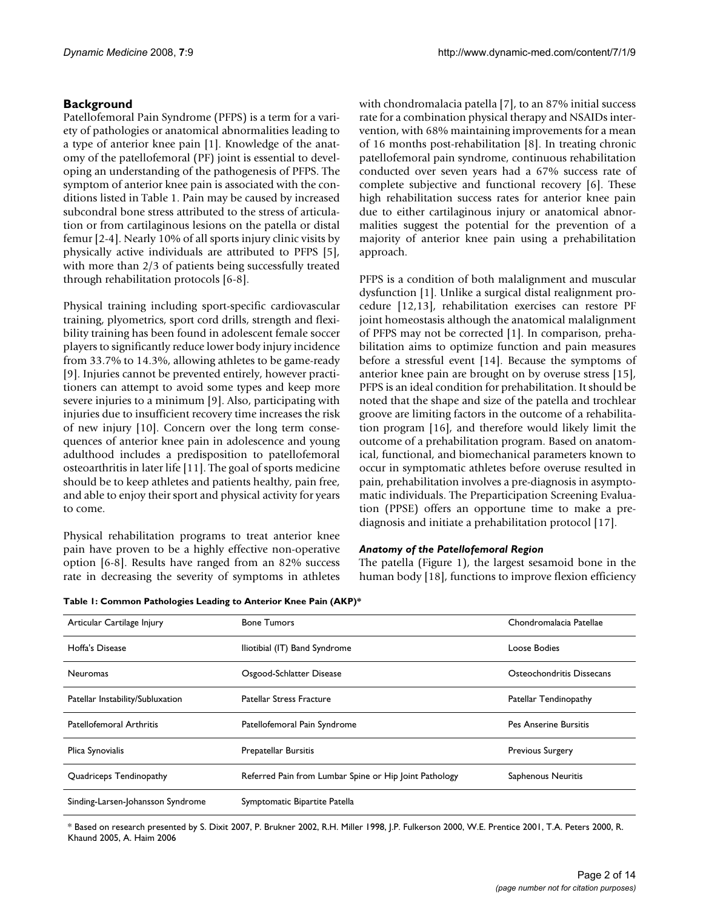## Background

Patellofemoral Pain Syndrome (PFPS) is a term for a variety of pathologies or anatomical abnormalities leading to a type of anterior knee pain [1]. Knowledge of the anatomy of the patellofemoral (PF) joint is essential to developing an understanding of the pathogenesis of PFPS. The symptom of anterior knee pain is associated with the conditions listed in Table 1. Pain may be caused by increased subcondral bone stress attributed to the stress of articulation or from cartilaginous lesions on the patella or distal femur [2-4]. Nearly 10% of all sports injury clinic visits by physically active individuals are attributed to PFPS [5], with more than 2/3 of patients being successfully treated through rehabilitation protocols [6-8].

Physical training including sport-specific cardiovascular training, plyometrics, sport cord drills, strength and flexibility training has been found in adolescent female soccer players to significantly reduce lower body injury incidence from 33.7% to 14.3%, allowing athletes to be game-ready [9]. Injuries cannot be prevented entirely, however practitioners can attempt to avoid some types and keep more severe injuries to a minimum [9]. Also, participating with injuries due to insufficient recovery time increases the risk of new injury [10]. Concern over the long term consequences of anterior knee pain in adolescence and young adulthood includes a predisposition to patellofemoral osteoarthritis in later life [11]. The goal of sports medicine should be to keep athletes and patients healthy, pain free, and able to enjoy their sport and physical activity for years to come.

Physical rehabilitation programs to treat anterior knee pain have proven to be a highly effective non-operative option [6-8]. Results have ranged from an 82% success rate in decreasing the severity of symptoms in athletes with chondromalacia patella [7], to an 87% initial success rate for a combination physical therapy and NSAIDs intervention, with 68% maintaining improvements for a mean of 16 months post-rehabilitation [8]. In treating chronic patellofemoral pain syndrome, continuous rehabilitation conducted over seven years had a 67% success rate of complete subjective and functional recovery [6]. These high rehabilitation success rates for anterior knee pain due to either cartilaginous injury or anatomical abnormalities suggest the potential for the prevention of a majority of anterior knee pain using a prehabilitation approach.

PFPS is a condition of both malalignment and muscular dysfunction [1]. Unlike a surgical distal realignment procedure [12,13], rehabilitation exercises can restore PF joint homeostasis although the anatomical malalignment of PFPS may not be corrected [1]. In comparison, prehabilitation aims to optimize function and pain measures before a stressful event [14]. Because the symptoms of anterior knee pain are brought on by overuse stress [15], PFPS is an ideal condition for prehabilitation. It should be noted that the shape and size of the patella and trochlear groove are limiting factors in the outcome of a rehabilitation program [16], and therefore would likely limit the outcome of a prehabilitation program. Based on anatomical, functional, and biomechanical parameters known to occur in symptomatic athletes before overuse resulted in pain, prehabilitation involves a pre-diagnosis in asymptomatic individuals. The Preparticipation Screening Evaluation (PPSE) offers an opportune time to make a pre-diagnosis and initiate a prehabilitation protocol [17].

### *Anatomy of the Patellofemoral Region*

The patella (Figure 1), the largest sesamoid bone in the human body [18], functions to improve flexion efficiency

**Table 1: Common Pathologies Leading to Anterior Knee Pain (AKP)***

| | | |
|---|---|---|
| Articular Cartilage Injury | Bone Tumors | Chondromalacia Patellae |
| Hoffa's Disease | Iliotibial (IT) Band Syndrome | Loose Bodies |
| Neuromas | Osgood-Schlatter Disease | Osteochondritis Dissecans |
| Patellar Instability/Subluxation | Patellar Stress Fracture | Patellar Tendinopathy |
| Patellofemoral Arthritis | Patellofemoral Pain Syndrome | Pes Anserine Bursitis |
| Plica Synovialis | Prepatellar Bursitis | Previous Surgery |
| Quadriceps Tendinopathy | Referred Pain from Lumbar Spine or Hip Joint Pathology | Saphenous Neuritis |
| Sinding-Larsen-Johansson Syndrome | Symptomatic Bipartite Patella | |

* Based on research presented by S. Dixit 2007, P. Brukner 2002, R.H. Miller 1998, J.P. Fulkerson 2000, W.E. Prentice 2001, T.A. Peters 2000, R. Khaund 2005, A. Haim 2006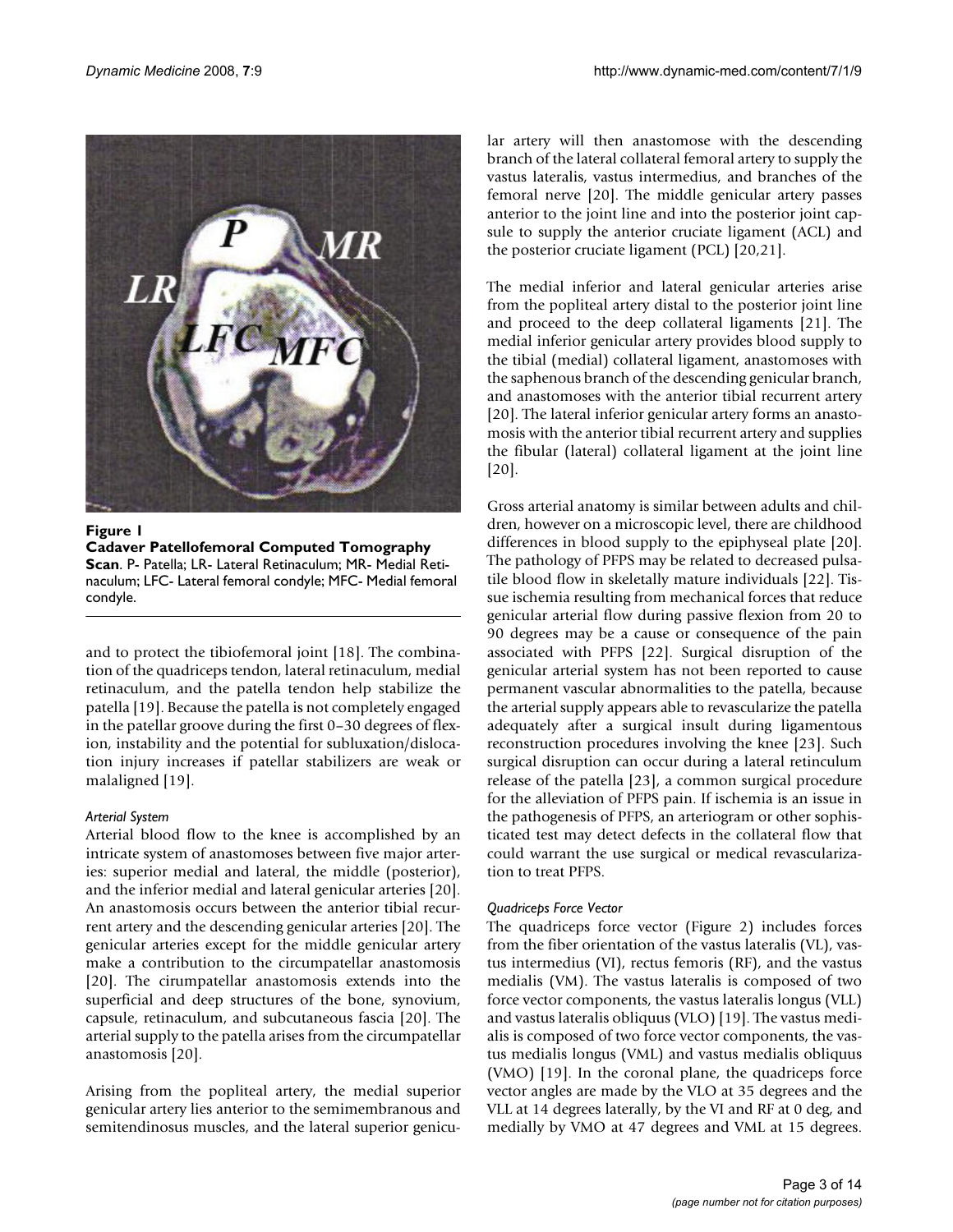**Figure 1**

**Cadaver Patellofemoral Computed Tomography Scan**. P- Patella; LR- Lateral Retinaculum; MR- Medial Retinaculum; LFC- Lateral femoral condyle; MFC- Medial femoral condyle.

and to protect the tibiofemoral joint [18]. The combination of the quadriceps tendon, lateral retinaculum, medial retinaculum, and the patella tendon help stabilize the patella [19]. Because the patella is not completely engaged in the patellar groove during the first 0–30 degrees of flexion, instability and the potential for subluxation/dislocation injury increases if patellar stabilizers are weak or malaligned [19].

### *Arterial System*

Arterial blood flow to the knee is accomplished by an intricate system of anastomoses between five major arteries: superior medial and lateral, the middle (posterior), and the inferior medial and lateral genicular arteries [20]. An anastomosis occurs between the anterior tibial recurrent artery and the descending genicular arteries [20]. The genicular arteries except for the middle genicular artery make a contribution to the circumpatellar anastomosis [20]. The cirumpatellar anastomosis extends into the superficial and deep structures of the bone, synovium, capsule, retinaculum, and subcutaneous fascia [20]. The arterial supply to the patella arises from the circumpatellar anastomosis [20].

Arising from the popliteal artery, the medial superior genicular artery lies anterior to the semimembranous and semitendinosus muscles, and the lateral superior genicular artery will then anastomose with the descending branch of the lateral collateral femoral artery to supply the vastus lateralis, vastus intermedius, and branches of the femoral nerve [20]. The middle genicular artery passes anterior to the joint line and into the posterior joint capsule to supply the anterior cruciate ligament (ACL) and the posterior cruciate ligament (PCL) [20,21].

The medial inferior and lateral genicular arteries arise from the popliteal artery distal to the posterior joint line and proceed to the deep collateral ligaments [21]. The medial inferior genicular artery provides blood supply to the tibial (medial) collateral ligament, anastomoses with the saphenous branch of the descending genicular branch, and anastomoses with the anterior tibial recurrent artery [20]. The lateral inferior genicular artery forms an anastomosis with the anterior tibial recurrent artery and supplies the fibular (lateral) collateral ligament at the joint line [20].

Gross arterial anatomy is similar between adults and children, however on a microscopic level, there are childhood differences in blood supply to the epiphyseal plate [20]. The pathology of PFPS may be related to decreased pulsatile blood flow in skeletally mature individuals [22]. Tissue ischemia resulting from mechanical forces that reduce genicular arterial flow during passive flexion from 20 to 90 degrees may be a cause or consequence of the pain associated with PFPS [22]. Surgical disruption of the genicular arterial system has not been reported to cause permanent vascular abnormalities to the patella, because the arterial supply appears able to revascularize the patella adequately after a surgical insult during ligamentous reconstruction procedures involving the knee [23]. Such surgical disruption can occur during a lateral retinculum release of the patella [23], a common surgical procedure for the alleviation of PFPS pain. If ischemia is an issue in the pathogenesis of PFPS, an arteriogram or other sophisticated test may detect defects in the collateral flow that could warrant the use surgical or medical revascularization to treat PFPS.

### *Quadriceps Force Vector*

The quadriceps force vector (Figure 2) includes forces from the fiber orientation of the vastus lateralis (VL), vastus intermedius (VI), rectus femoris (RF), and the vastus medialis (VM). The vastus lateralis is composed of two force vector components, the vastus lateralis longus (VLL) and vastus lateralis obliquus (VLO) [19]. The vastus medialis is composed of two force vector components, the vastus medialis longus (VML) and vastus medialis obliquus (VMO) [19]. In the coronal plane, the quadriceps force vector angles are made by the VLO at 35 degrees and the VLL at 14 degrees laterally, by the VI and RF at 0 deg, and medially by VMO at 47 degrees and VML at 15 degrees.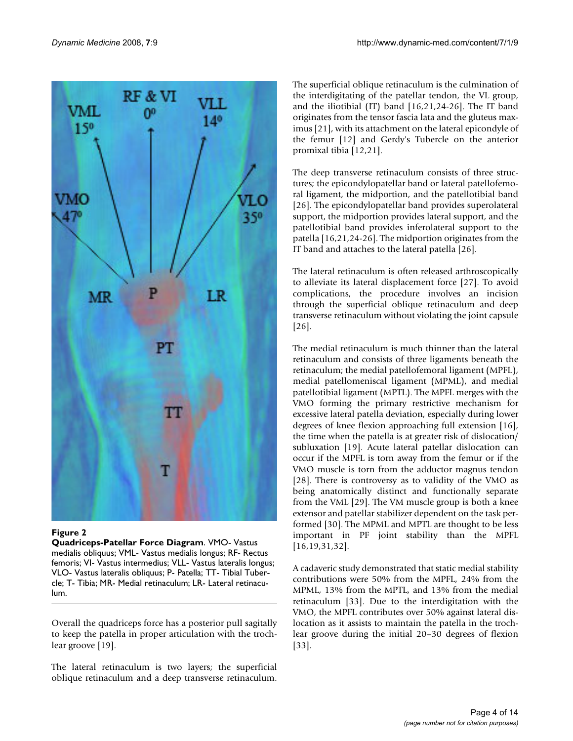**Figure 2**

**Quadriceps-Patellar Force Diagram**. VMO- Vastus medialis obliquus; VML- Vastus medialis longus; RF- Rectus femoris; VI- Vastus intermedius; VLL- Vastus lateralis longus; VLO- Vastus lateralis obliquus; P- Patella; TT- Tibial Tubercle; T- Tibia; MR- Medial retinaculum; LR- Lateral retinaculum.

Overall the quadriceps force has a posterior pull sagitally to keep the patella in proper articulation with the trochlear groove [19].

The lateral retinaculum is two layers; the superficial oblique retinaculum and a deep transverse retinaculum. The superficial oblique retinaculum is the culmination of the interdigitating of the patellar tendon, the VL group, and the iliotibial (IT) band [16,21,24-26]. The IT band originates from the tensor fascia lata and the gluteus maximus [21], with its attachment on the lateral epicondyle of the femur [12] and Gerdy's Tubercle on the anterior promixal tibia [12,21].

The deep transverse retinaculum consists of three structures; the epicondylopatellar band or lateral patellofemoral ligament, the midportion, and the patellotibial band [26]. The epicondylopatellar band provides superolateral support, the midportion provides lateral support, and the patellotibial band provides inferolateral support to the patella [16,21,24-26]. The midportion originates from the IT band and attaches to the lateral patella [26].

The lateral retinaculum is often released arthroscopically to alleviate its lateral displacement force [27]. To avoid complications, the procedure involves an incision through the superficial oblique retinaculum and deep transverse retinaculum without violating the joint capsule [26].

The medial retinaculum is much thinner than the lateral retinaculum and consists of three ligaments beneath the retinaculum; the medial patellofemoral ligament (MPFL), medial patellomeniscal ligament (MPML), and medial patellotibial ligament (MPTL). The MPFL merges with the VMO forming the primary restrictive mechanism for excessive lateral patella deviation, especially during lower degrees of knee flexion approaching full extension [16], the time when the patella is at greater risk of dislocation/subluxation [19]. Acute lateral patellar dislocation can occur if the MPFL is torn away from the femur or if the VMO muscle is torn from the adductor magnus tendon [28]. There is controversy as to validity of the VMO as being anatomically distinct and functionally separate from the VML [29]. The VM muscle group is both a knee extensor and patellar stabilizer dependent on the task performed [30]. The MPML and MPTL are thought to be less important in PF joint stability than the MPFL [16,19,31,32].

A cadaveric study demonstrated that static medial stability contributions were 50% from the MPFL, 24% from the MPML, 13% from the MPTL, and 13% from the medial retinaculum [33]. Due to the interdigitation with the VMO, the MPFL contributes over 50% against lateral dislocation as it assists to maintain the patella in the trochlear groove during the initial 20–30 degrees of flexion [33].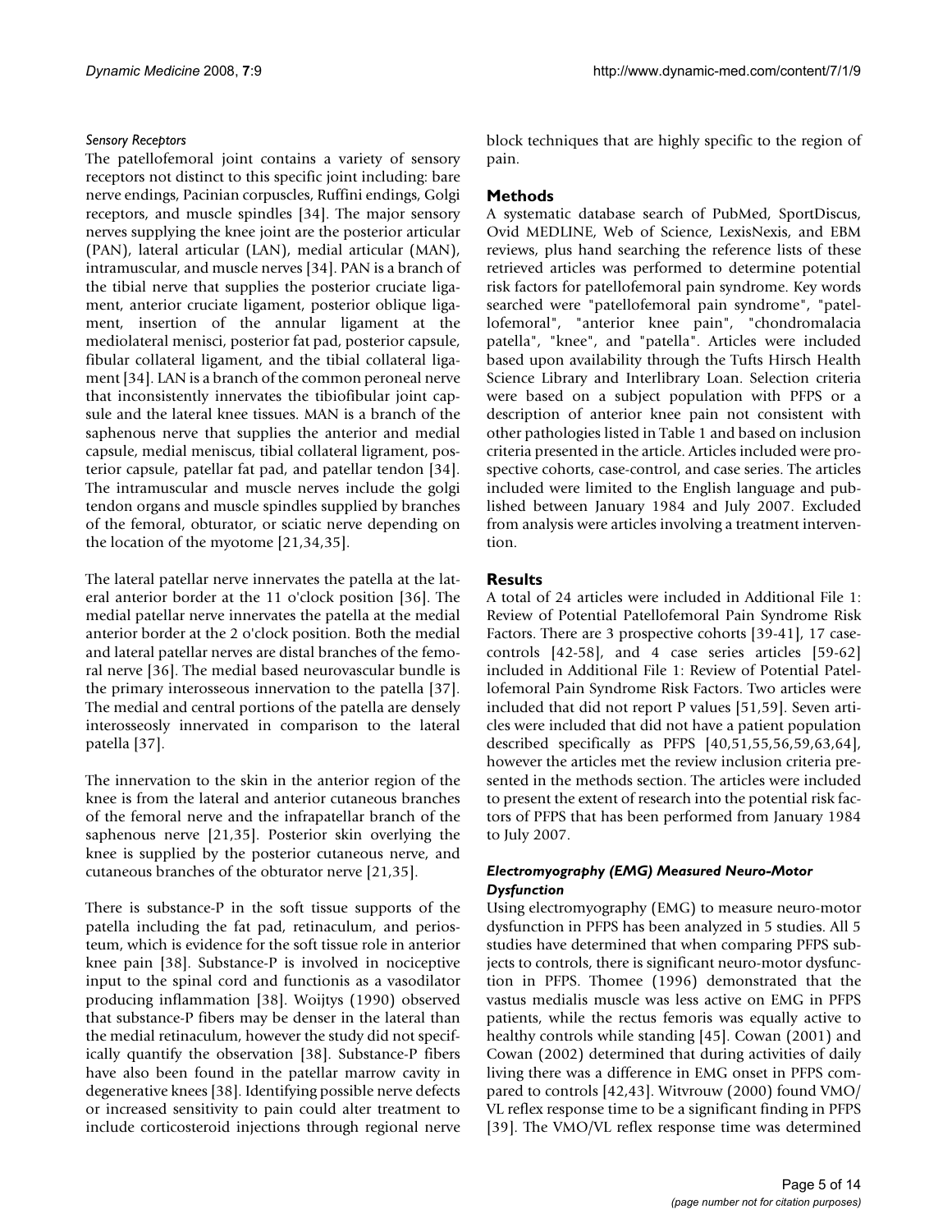*Sensory Receptors*

The patellofemoral joint contains a variety of sensory receptors not distinct to this specific joint including: bare nerve endings, Pacinian corpuscles, Ruffini endings, Golgi receptors, and muscle spindles [34]. The major sensory nerves supplying the knee joint are the posterior articular (PAN), lateral articular (LAN), medial articular (MAN), intramuscular, and muscle nerves [34]. PAN is a branch of the tibial nerve that supplies the posterior cruciate ligament, anterior cruciate ligament, posterior oblique ligament, insertion of the annular ligament at the mediolateral menisci, posterior fat pad, posterior capsule, fibular collateral ligament, and the tibial collateral ligament [34]. LAN is a branch of the common peroneal nerve that inconsistently innervates the tibiofibular joint capsule and the lateral knee tissues. MAN is a branch of the saphenous nerve that supplies the anterior and medial capsule, medial meniscus, tibial collateral ligrament, posterior capsule, patellar fat pad, and patellar tendon [34]. The intramuscular and muscle nerves include the golgi tendon organs and muscle spindles supplied by branches of the femoral, obturator, or sciatic nerve depending on the location of the myotome [21,34,35].

The lateral patellar nerve innervates the patella at the lateral anterior border at the 11 o'clock position [36]. The medial patellar nerve innervates the patella at the medial anterior border at the 2 o'clock position. Both the medial and lateral patellar nerves are distal branches of the femoral nerve [36]. The medial based neurovascular bundle is the primary interosseous innervation to the patella [37]. The medial and central portions of the patella are densely interosseosly innervated in comparison to the lateral patella [37].

The innervation to the skin in the anterior region of the knee is from the lateral and anterior cutaneous branches of the femoral nerve and the infrapatellar branch of the saphenous nerve [21,35]. Posterior skin overlying the knee is supplied by the posterior cutaneous nerve, and cutaneous branches of the obturator nerve [21,35].

There is substance-P in the soft tissue supports of the patella including the fat pad, retinaculum, and periosteum, which is evidence for the soft tissue role in anterior knee pain [38]. Substance-P is involved in nociceptive input to the spinal cord and functionis as a vasodilator producing inflammation [38]. Woijtys (1990) observed that substance-P fibers may be denser in the lateral than the medial retinaculum, however the study did not specifically quantify the observation [38]. Substance-P fibers have also been found in the patellar marrow cavity in degenerative knees [38]. Identifying possible nerve defects or increased sensitivity to pain could alter treatment to include corticosteroid injections through regional nerve block techniques that are highly specific to the region of pain.

## Methods

A systematic database search of PubMed, SportDiscus, Ovid MEDLINE, Web of Science, LexisNexis, and EBM reviews, plus hand searching the reference lists of these retrieved articles was performed to determine potential risk factors for patellofemoral pain syndrome. Key words searched were "patellofemoral pain syndrome", "patellofemoral", "anterior knee pain", "chondromalacia patella", "knee", and "patella". Articles were included based upon availability through the Tufts Hirsch Health Science Library and Interlibrary Loan. Selection criteria were based on a subject population with PFPS or a description of anterior knee pain not consistent with other pathologies listed in Table 1 and based on inclusion criteria presented in the article. Articles included were prospective cohorts, case-control, and case series. The articles included were limited to the English language and published between January 1984 and July 2007. Excluded from analysis were articles involving a treatment intervention.

## Results

A total of 24 articles were included in Additional File 1: Review of Potential Patellofemoral Pain Syndrome Risk Factors. There are 3 prospective cohorts [39-41], 17 case-controls [42-58], and 4 case series articles [59-62] included in Additional File 1: Review of Potential Patellofemoral Pain Syndrome Risk Factors. Two articles were included that did not report P values [51,59]. Seven articles were included that did not have a patient population described specifically as PFPS [40,51,55,56,59,63,64], however the articles met the review inclusion criteria presented in the methods section. The articles were included to present the extent of research into the potential risk factors of PFPS that has been performed from January 1984 to July 2007.

### *Electromyography (EMG) Measured Neuro-Motor Dysfunction*

Using electromyography (EMG) to measure neuro-motor dysfunction in PFPS has been analyzed in 5 studies. All 5 studies have determined that when comparing PFPS subjects to controls, there is significant neuro-motor dysfunction in PFPS. Thomee (1996) demonstrated that the vastus medialis muscle was less active on EMG in PFPS patients, while the rectus femoris was equally active to healthy controls while standing [45]. Cowan (2001) and Cowan (2002) determined that during activities of daily living there was a difference in EMG onset in PFPS compared to controls [42,43]. Witvrouw (2000) found VMO/VL reflex response time to be a significant finding in PFPS [39]. The VMO/VL reflex response time was determined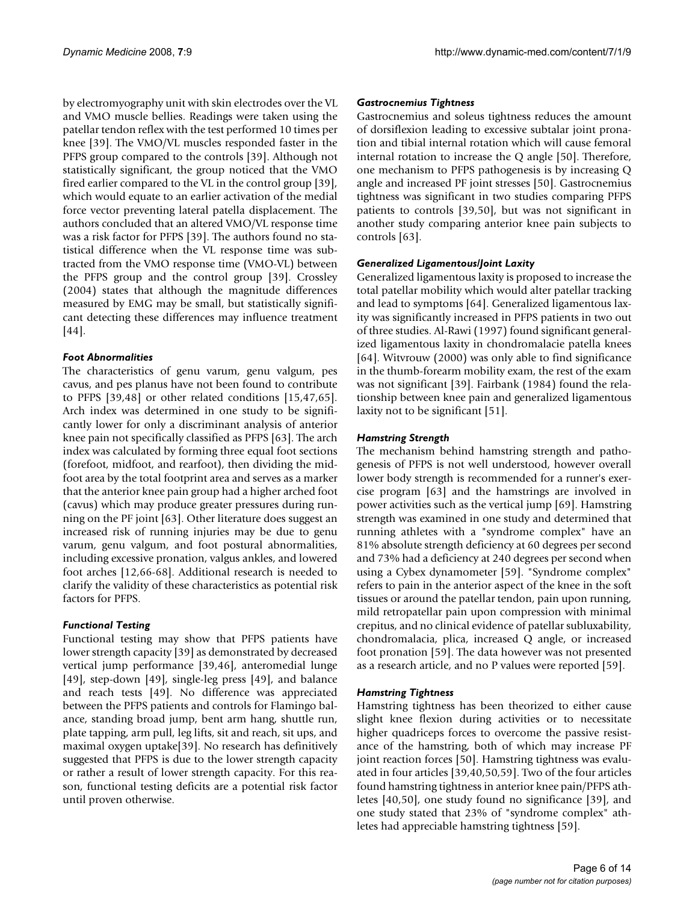by electromyography unit with skin electrodes over the VL and VMO muscle bellies. Readings were taken using the patellar tendon reflex with the test performed 10 times per knee [39]. The VMO/VL muscles responded faster in the PFPS group compared to the controls [39]. Although not statistically significant, the group noticed that the VMO fired earlier compared to the VL in the control group [39], which would equate to an earlier activation of the medial force vector preventing lateral patella displacement. The authors concluded that an altered VMO/VL response time was a risk factor for PFPS [39]. The authors found no statistical difference when the VL response time was subtracted from the VMO response time (VMO-VL) between the PFPS group and the control group [39]. Crossley (2004) states that although the magnitude differences measured by EMG may be small, but statistically significant detecting these differences may influence treatment [44].

### *Foot Abnormalities*

The characteristics of genu varum, genu valgum, pes cavus, and pes planus have not been found to contribute to PFPS [39,48] or other related conditions [15,47,65]. Arch index was determined in one study to be significantly lower for only a discriminant analysis of anterior knee pain not specifically classified as PFPS [63]. The arch index was calculated by forming three equal foot sections (forefoot, midfoot, and rearfoot), then dividing the midfoot area by the total footprint area and serves as a marker that the anterior knee pain group had a higher arched foot (cavus) which may produce greater pressures during running on the PF joint [63]. Other literature does suggest an increased risk of running injuries may be due to genu varum, genu valgum, and foot postural abnormalities, including excessive pronation, valgus ankles, and lowered foot arches [12,66-68]. Additional research is needed to clarify the validity of these characteristics as potential risk factors for PFPS.

### *Functional Testing*

Functional testing may show that PFPS patients have lower strength capacity [39] as demonstrated by decreased vertical jump performance [39,46], anteromedial lunge [49], step-down [49], single-leg press [49], and balance and reach tests [49]. No difference was appreciated between the PFPS patients and controls for Flamingo balance, standing broad jump, bent arm hang, shuttle run, plate tapping, arm pull, leg lifts, sit and reach, sit ups, and maximal oxygen uptake[39]. No research has definitively suggested that PFPS is due to the lower strength capacity or rather a result of lower strength capacity. For this reason, functional testing deficits are a potential risk factor until proven otherwise.

### *Gastrocnemius Tightness*

Gastrocnemius and soleus tightness reduces the amount of dorsiflexion leading to excessive subtalar joint pronation and tibial internal rotation which will cause femoral internal rotation to increase the Q angle [50]. Therefore, one mechanism to PFPS pathogenesis is by increasing Q angle and increased PF joint stresses [50]. Gastrocnemius tightness was significant in two studies comparing PFPS patients to controls [39,50], but was not significant in another study comparing anterior knee pain subjects to controls [63].

### *Generalized Ligamentous/Joint Laxity*

Generalized ligamentous laxity is proposed to increase the total patellar mobility which would alter patellar tracking and lead to symptoms [64]. Generalized ligamentous laxity was significantly increased in PFPS patients in two out of three studies. Al-Rawi (1997) found significant generalized ligamentous laxity in chondromalacie patella knees [64]. Witvrouw (2000) was only able to find significance in the thumb-forearm mobility exam, the rest of the exam was not significant [39]. Fairbank (1984) found the relationship between knee pain and generalized ligamentous laxity not to be significant [51].

### *Hamstring Strength*

The mechanism behind hamstring strength and pathogenesis of PFPS is not well understood, however overall lower body strength is recommended for a runner's exercise program [63] and the hamstrings are involved in power activities such as the vertical jump [69]. Hamstring strength was examined in one study and determined that running athletes with a "syndrome complex" have an 81% absolute strength deficiency at 60 degrees per second and 73% had a deficiency at 240 degrees per second when using a Cybex dynamometer [59]. "Syndrome complex" refers to pain in the anterior aspect of the knee in the soft tissues or around the patellar tendon, pain upon running, mild retropatellar pain upon compression with minimal crepitus, and no clinical evidence of patellar subluxability, chondromalacia, plica, increased Q angle, or increased foot pronation [59]. The data however was not presented as a research article, and no P values were reported [59].

### *Hamstring Tightness*

Hamstring tightness has been theorized to either cause slight knee flexion during activities or to necessitate higher quadriceps forces to overcome the passive resistance of the hamstring, both of which may increase PF joint reaction forces [50]. Hamstring tightness was evaluated in four articles [39,40,50,59]. Two of the four articles found hamstring tightness in anterior knee pain/PFPS athletes [40,50], one study found no significance [39], and one study stated that 23% of "syndrome complex" athletes had appreciable hamstring tightness [59].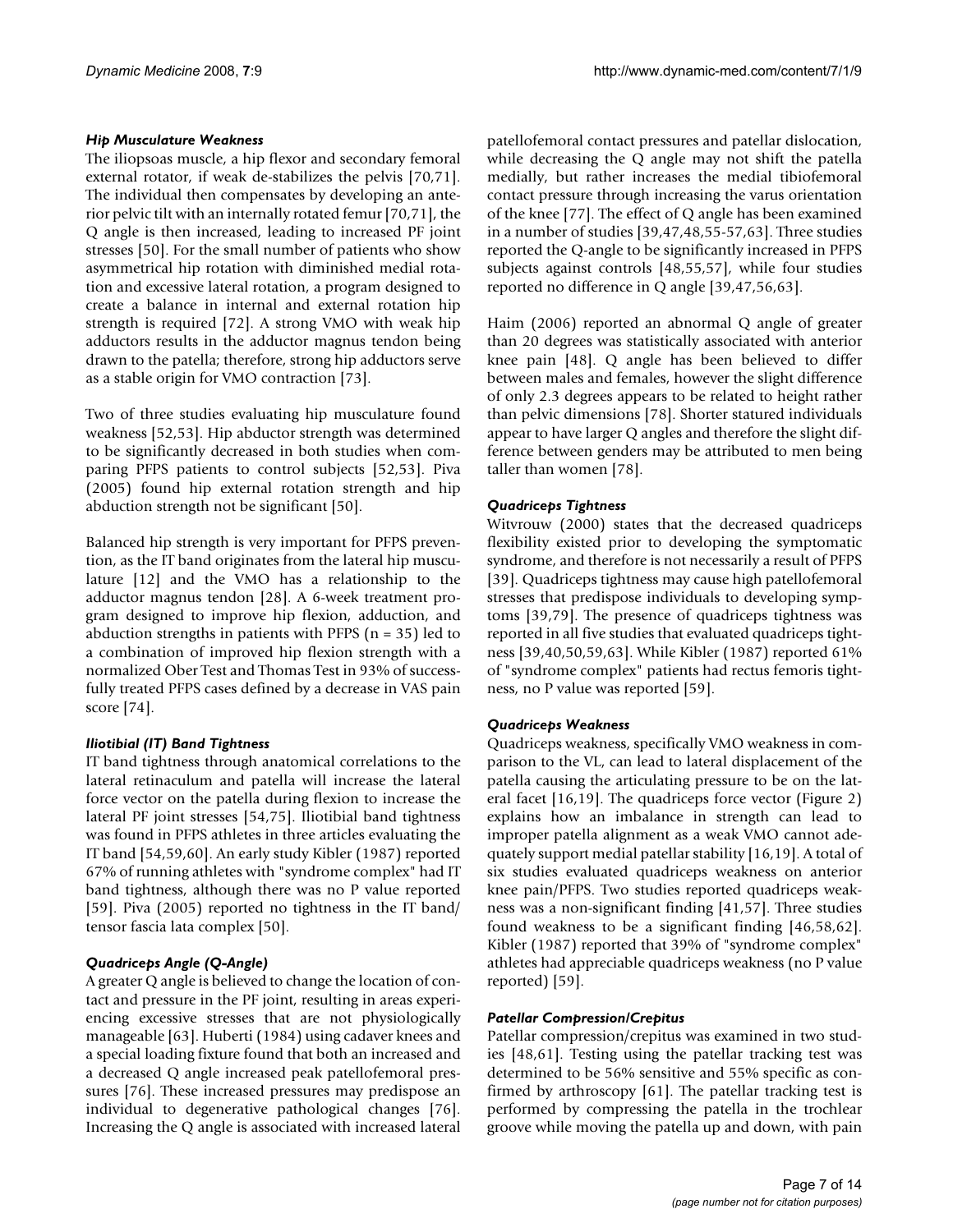### *Hip Musculature Weakness*

The iliopsoas muscle, a hip flexor and secondary femoral external rotator, if weak de-stabilizes the pelvis [70,71]. The individual then compensates by developing an anterior pelvic tilt with an internally rotated femur [70,71], the Q angle is then increased, leading to increased PF joint stresses [50]. For the small number of patients who show asymmetrical hip rotation with diminished medial rotation and excessive lateral rotation, a program designed to create a balance in internal and external rotation hip strength is required [72]. A strong VMO with weak hip adductors results in the adductor magnus tendon being drawn to the patella; therefore, strong hip adductors serve as a stable origin for VMO contraction [73].

Two of three studies evaluating hip musculature found weakness [52,53]. Hip abductor strength was determined to be significantly decreased in both studies when comparing PFPS patients to control subjects [52,53]. Piva (2005) found hip external rotation strength and hip abduction strength not be significant [50].

Balanced hip strength is very important for PFPS prevention, as the IT band originates from the lateral hip musculature [12] and the VMO has a relationship to the adductor magnus tendon [28]. A 6-week treatment program designed to improve hip flexion, adduction, and abduction strengths in patients with PFPS ($n = 35$) led to a combination of improved hip flexion strength with a normalized Ober Test and Thomas Test in 93% of successfully treated PFPS cases defined by a decrease in VAS pain score [74].

### *Iliotibial (IT) Band Tightness*

IT band tightness through anatomical correlations to the lateral retinaculum and patella will increase the lateral force vector on the patella during flexion to increase the lateral PF joint stresses [54,75]. Iliotibial band tightness was found in PFPS athletes in three articles evaluating the IT band [54,59,60]. An early study Kibler (1987) reported 67% of running athletes with "syndrome complex" had IT band tightness, although there was no P value reported [59]. Piva (2005) reported no tightness in the IT band/tensor fascia lata complex [50].

### *Quadriceps Angle (Q-Angle)*

A greater Q angle is believed to change the location of contact and pressure in the PF joint, resulting in areas experiencing excessive stresses that are not physiologically manageable [63]. Huberti (1984) using cadaver knees and a special loading fixture found that both an increased and a decreased Q angle increased peak patellofemoral pressures [76]. These increased pressures may predispose an individual to degenerative pathological changes [76]. Increasing the Q angle is associated with increased lateral patellofemoral contact pressures and patellar dislocation, while decreasing the Q angle may not shift the patella medially, but rather increases the medial tibiofemoral contact pressure through increasing the varus orientation of the knee [77]. The effect of Q angle has been examined in a number of studies [39,47,48,55-57,63]. Three studies reported the Q-angle to be significantly increased in PFPS subjects against controls [48,55,57], while four studies reported no difference in Q angle [39,47,56,63].

Haim (2006) reported an abnormal Q angle of greater than 20 degrees was statistically associated with anterior knee pain [48]. Q angle has been believed to differ between males and females, however the slight difference of only 2.3 degrees appears to be related to height rather than pelvic dimensions [78]. Shorter statured individuals appear to have larger Q angles and therefore the slight difference between genders may be attributed to men being taller than women [78].

### *Quadriceps Tightness*

Witvrouw (2000) states that the decreased quadriceps flexibility existed prior to developing the symptomatic syndrome, and therefore is not necessarily a result of PFPS [39]. Quadriceps tightness may cause high patellofemoral stresses that predispose individuals to developing symptoms [39,79]. The presence of quadriceps tightness was reported in all five studies that evaluated quadriceps tightness [39,40,50,59,63]. While Kibler (1987) reported 61% of "syndrome complex" patients had rectus femoris tightness, no P value was reported [59].

### *Quadriceps Weakness*

Quadriceps weakness, specifically VMO weakness in comparison to the VL, can lead to lateral displacement of the patella causing the articulating pressure to be on the lateral facet [16,19]. The quadriceps force vector (Figure 2) explains how an imbalance in strength can lead to improper patella alignment as a weak VMO cannot adequately support medial patellar stability [16,19]. A total of six studies evaluated quadriceps weakness on anterior knee pain/PFPS. Two studies reported quadriceps weakness was a non-significant finding [41,57]. Three studies found weakness to be a significant finding [46,58,62]. Kibler (1987) reported that 39% of "syndrome complex" athletes had appreciable quadriceps weakness (no P value reported) [59].

### *Patellar Compression/Crepitus*

Patellar compression/crepitus was examined in two studies [48,61]. Testing using the patellar tracking test was determined to be 56% sensitive and 55% specific as confirmed by arthroscopy [61]. The patellar tracking test is performed by compressing the patella in the trochlear groove while moving the patella up and down, with pain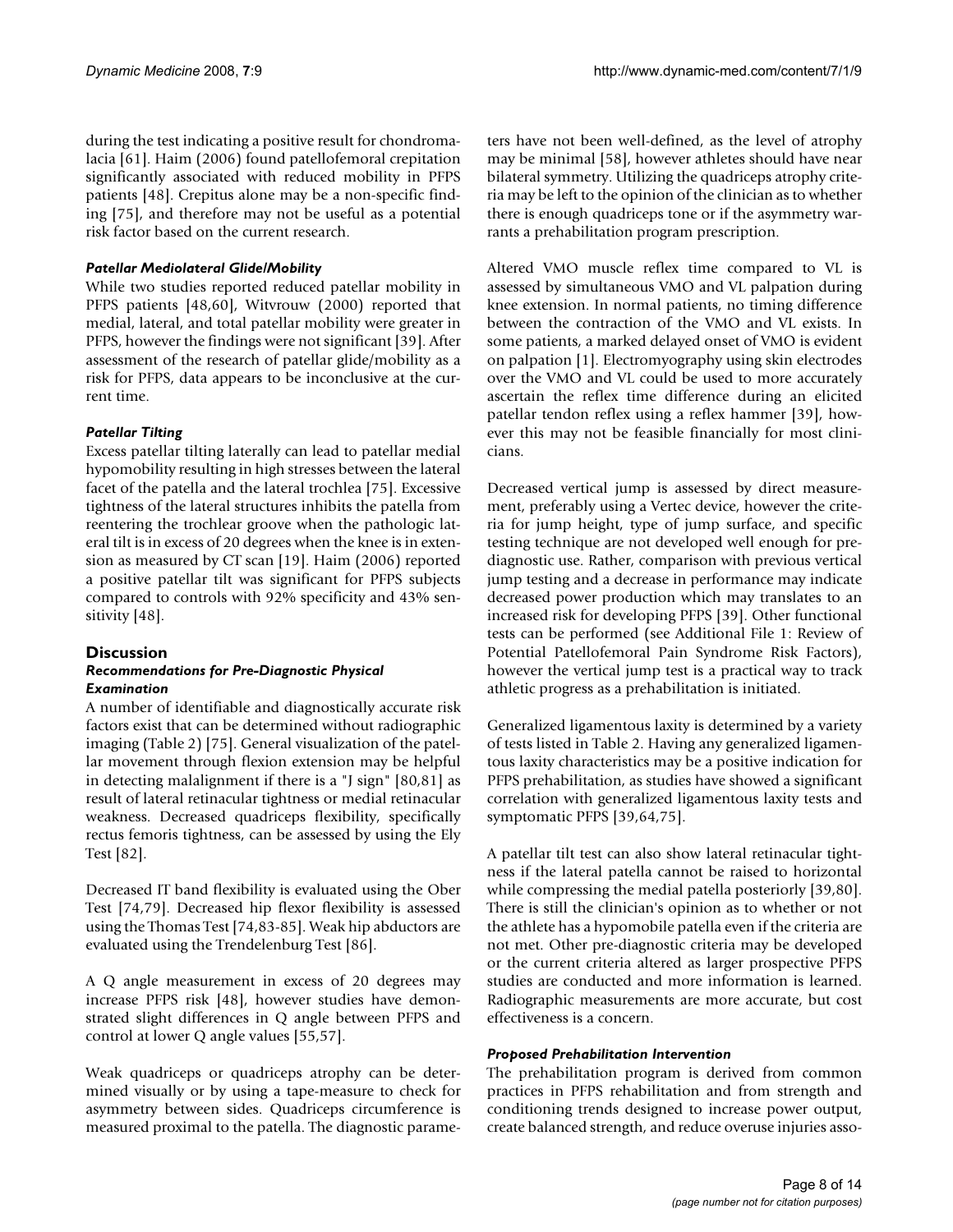during the test indicating a positive result for chondromalacia [61]. Haim (2006) found patellofemoral crepitation significantly associated with reduced mobility in PFPS patients [48]. Crepitus alone may be a non-specific finding [75], and therefore may not be useful as a potential risk factor based on the current research.

#### *Patellar Mediolateral Glide/Mobility*

While two studies reported reduced patellar mobility in PFPS patients [48,60], Witvrouw (2000) reported that medial, lateral, and total patellar mobility were greater in PFPS, however the findings were not significant [39]. After assessment of the research of patellar glide/mobility as a risk for PFPS, data appears to be inconclusive at the current time.

#### *Patellar Tilting*

Excess patellar tilting laterally can lead to patellar medial hypomobility resulting in high stresses between the lateral facet of the patella and the lateral trochlea [75]. Excessive tightness of the lateral structures inhibits the patella from reentering the trochlear groove when the pathologic lateral tilt is in excess of 20 degrees when the knee is in extension as measured by CT scan [19]. Haim (2006) reported a positive patellar tilt was significant for PFPS subjects compared to controls with 92% specificity and 43% sensitivity [48].

## Discussion

#### *Recommendations for Pre-Diagnostic Physical Examination*

A number of identifiable and diagnostically accurate risk factors exist that can be determined without radiographic imaging (Table 2) [75]. General visualization of the patellar movement through flexion extension may be helpful in detecting malalignment if there is a "J sign" [80,81] as result of lateral retinacular tightness or medial retinacular weakness. Decreased quadriceps flexibility, specifically rectus femoris tightness, can be assessed by using the Ely Test [82].

Decreased IT band flexibility is evaluated using the Ober Test [74,79]. Decreased hip flexor flexibility is assessed using the Thomas Test [74,83-85]. Weak hip abductors are evaluated using the Trendelenburg Test [86].

A Q angle measurement in excess of 20 degrees may increase PFPS risk [48], however studies have demonstrated slight differences in Q angle between PFPS and control at lower Q angle values [55,57].

Weak quadriceps or quadriceps atrophy can be determined visually or by using a tape-measure to check for asymmetry between sides. Quadriceps circumference is measured proximal to the patella. The diagnostic parameters have not been well-defined, as the level of atrophy may be minimal [58], however athletes should have near bilateral symmetry. Utilizing the quadriceps atrophy criteria may be left to the opinion of the clinician as to whether there is enough quadriceps tone or if the asymmetry warrants a prehabilitation program prescription.

Altered VMO muscle reflex time compared to VL is assessed by simultaneous VMO and VL palpation during knee extension. In normal patients, no timing difference between the contraction of the VMO and VL exists. In some patients, a marked delayed onset of VMO is evident on palpation [1]. Electromyography using skin electrodes over the VMO and VL could be used to more accurately ascertain the reflex time difference during an elicited patellar tendon reflex using a reflex hammer [39], however this may not be feasible financially for most clinicians.

Decreased vertical jump is assessed by direct measurement, preferably using a Vertec device, however the criteria for jump height, type of jump surface, and specific testing technique are not developed well enough for pre-diagnostic use. Rather, comparison with previous vertical jump testing and a decrease in performance may indicate decreased power production which may translates to an increased risk for developing PFPS [39]. Other functional tests can be performed (see Additional File 1: Review of Potential Patellofemoral Pain Syndrome Risk Factors), however the vertical jump test is a practical way to track athletic progress as a prehabilitation is initiated.

Generalized ligamentous laxity is determined by a variety of tests listed in Table 2. Having any generalized ligamentous laxity characteristics may be a positive indication for PFPS prehabilitation, as studies have showed a significant correlation with generalized ligamentous laxity tests and symptomatic PFPS [39,64,75].

A patellar tilt test can also show lateral retinacular tightness if the lateral patella cannot be raised to horizontal while compressing the medial patella posteriorly [39,80]. There is still the clinician's opinion as to whether or not the athlete has a hypomobile patella even if the criteria are not met. Other pre-diagnostic criteria may be developed or the current criteria altered as larger prospective PFPS studies are conducted and more information is learned. Radiographic measurements are more accurate, but cost effectiveness is a concern.

#### *Proposed Prehabilitation Intervention*

The prehabilitation program is derived from common practices in PFPS rehabilitation and from strength and conditioning trends designed to increase power output, create balanced strength, and reduce overuse injuries asso-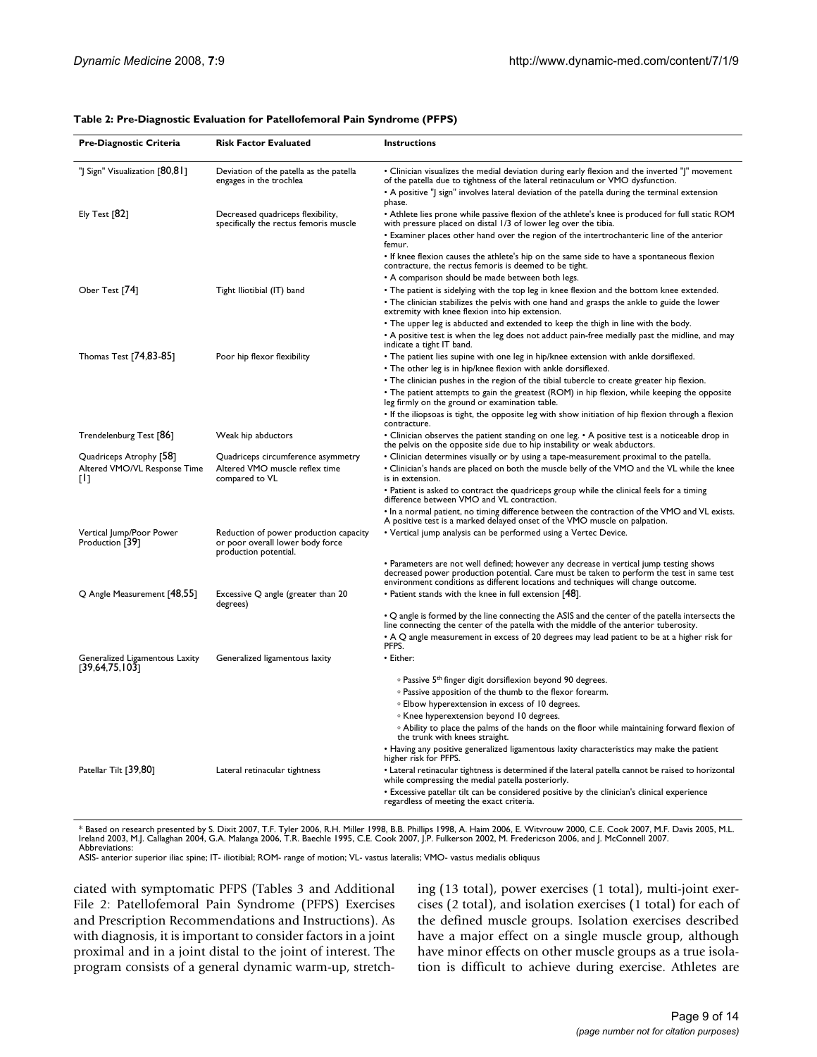**Table 2: Pre-Diagnostic Evaluation for Patellofemoral Pain Syndrome (PFPS)**

| Pre-Diagnostic Criteria | Risk Factor Evaluated | Instructions |
|---|---|---|
| "J Sign" Visualization [80,81] | Deviation of the patella as the patella engages in the trochlea | • Clinician visualizes the medial deviation during early flexion and the inverted "J" movement of the patella due to tightness of the lateral retinaculum or VMO dysfunction.<br>• A positive "J sign" involves lateral deviation of the patella during the terminal extension phase. |
| Ely Test [82] | Decreased quadriceps flexibility, specifically the rectus femoris muscle | • Athlete lies prone while passive flexion of the athlete's knee is produced for full static ROM with pressure placed on distal 1/3 of lower leg over the tibia.<br>• Examiner places other hand over the region of the intertrochanteric line of the anterior femur.<br>• If knee flexion causes the athlete's hip on the same side to have a spontaneous flexion contracture, the rectus femoris is deemed to be tight.<br>• A comparison should be made between both legs. |
| Ober Test [74] | Tight Iliotibial (IT) band | • The patient is sidelying with the top leg in knee flexion and the bottom knee extended.<br>• The clinician stabilizes the pelvis with one hand and grasps the ankle to guide the lower extremity with knee flexion into hip extension.<br>• The upper leg is abducted and extended to keep the thigh in line with the body.<br>• A positive test is when the leg does not adduct pain-free medially past the midline, and may indicate a tight IT band. |
| Thomas Test [74,83-85] | Poor hip flexor flexibility | • The patient lies supine with one leg in hip/knee extension with ankle dorsiflexed.<br>• The other leg is in hip/knee flexion with ankle dorsiflexed.<br>• The clinician pushes in the region of the tibial tubercle to create greater hip flexion.<br>• The patient attempts to gain the greatest (ROM) in hip flexion, while keeping the opposite leg firmly on the ground or examination table.<br>• If the iliopsoas is tight, the opposite leg with show initiation of hip flexion through a flexion contracture. |
| Trendelenburg Test [86] | Weak hip abductors | • Clinician observes the patient standing on one leg. • A positive test is a noticeable drop in the pelvis on the opposite side due to hip instability or weak abductors. |
| Quadriceps Atrophy [58] | Quadriceps circumference asymmetry | • Clinician determines visually or by using a tape-measurement proximal to the patella. |
| Altered VMO/VL Response Time [1] | Altered VMO muscle reflex time compared to VL | • Clinician's hands are placed on both the muscle belly of the VMO and the VL while the knee is in extension.<br>• Patient is asked to contract the quadriceps group while the clinical feels for a timing difference between VMO and VL contraction.<br>• In a normal patient, no timing difference between the contraction of the VMO and VL exists. A positive test is a marked delayed onset of the VMO muscle on palpation. |
| Vertical Jump/Poor Power Production [39] | Reduction of power production capacity or poor overall lower body force production potential. | • Vertical jump analysis can be performed using a Vertec Device.<br>• Parameters are not well defined; however any decrease in vertical jump testing shows decreased power production potential. Care must be taken to perform the test in same test environment conditions as different locations and techniques will change outcome. |
| Q Angle Measurement [48,55] | Excessive Q angle (greater than 20 degrees) | • Patient stands with the knee in full extension [48].<br>• Q angle is formed by the line connecting the ASIS and the center of the patella intersects the line connecting the center of the patella with the middle of the anterior tuberosity.<br>• A Q angle measurement in excess of 20 degrees may lead patient to be at a higher risk for PFPS. |
| Generalized Ligamentous Laxity [39,64,75,103] | Generalized ligamentous laxity | • Either:<br>◦ Passive 5th finger digit dorsiflexion beyond 90 degrees.<br>◦ Passive apposition of the thumb to the flexor forearm.<br>◦ Elbow hyperextension in excess of 10 degrees.<br>◦ Knee hyperextension beyond 10 degrees.<br>◦ Ability to place the palms of the hands on the floor while maintaining forward flexion of the trunk with knees straight.<br>• Having any positive generalized ligamentous laxity characteristics may make the patient higher risk for PFPS. |
| Patellar Tilt [39,80] | Lateral retinacular tightness | • Lateral retinacular tightness is determined if the lateral patella cannot be raised to horizontal while compressing the medial patella posteriorly.<br>• Excessive patellar tilt can be considered positive by the clinician's clinical experience regardless of meeting the exact criteria. |

* Based on research presented by S. Dixit 2007, T.F. Tyler 2006, R.H. Miller 1998, B.B. Phillips 1998, A. Haim 2006, E. Witvrouw 2000, C.E. Cook 2007, M.F. Davis 2005, M.L. Ireland 2003, M.J. Callaghan 2004, G.A. Malanga 2006, T.R. Baechle 1995, C.E. Cook 2007, J.P. Fulkerson 2002, M. Fredericson 2006, and J. McConnell 2007.
Abbreviations:
ASIS- anterior superior iliac spine; IT- iliotibial; ROM- range of motion; VL- vastus lateralis; VMO- vastus medialis obliquus

ciated with symptomatic PFPS (Tables 3 and Additional File 2: Patellofemoral Pain Syndrome (PFPS) Exercises and Prescription Recommendations and Instructions). As with diagnosis, it is important to consider factors in a joint proximal and in a joint distal to the joint of interest. The program consists of a general dynamic warm-up, stretching (13 total), power exercises (1 total), multi-joint exercises (2 total), and isolation exercises (1 total) for each of the defined muscle groups. Isolation exercises described have a major effect on a single muscle group, although have minor effects on other muscle groups as a true isolation is difficult to achieve during exercise. Athletes are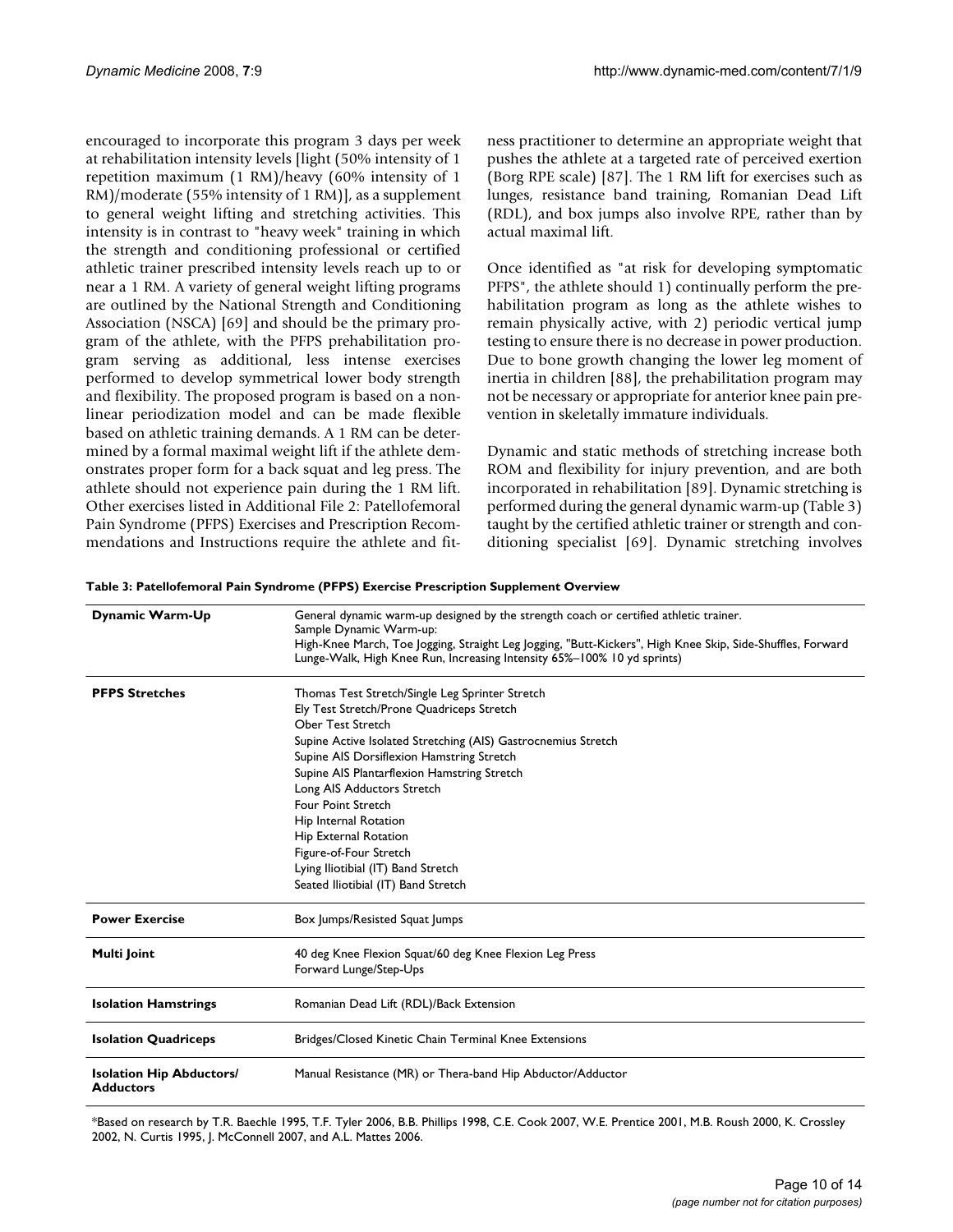encouraged to incorporate this program 3 days per week at rehabilitation intensity levels [light (50% intensity of 1 repetition maximum (1 RM)/heavy (60% intensity of 1 RM)/moderate (55% intensity of 1 RM)], as a supplement to general weight lifting and stretching activities. This intensity is in contrast to "heavy week" training in which the strength and conditioning professional or certified athletic trainer prescribed intensity levels reach up to or near a 1 RM. A variety of general weight lifting programs are outlined by the National Strength and Conditioning Association (NSCA) [69] and should be the primary program of the athlete, with the PFPS prehabilitation program serving as additional, less intense exercises performed to develop symmetrical lower body strength and flexibility. The proposed program is based on a nonlinear periodization model and can be made flexible based on athletic training demands. A 1 RM can be determined by a formal maximal weight lift if the athlete demonstrates proper form for a back squat and leg press. The athlete should not experience pain during the 1 RM lift. Other exercises listed in Additional File 2: Patellofemoral Pain Syndrome (PFPS) Exercises and Prescription Recommendations and Instructions require the athlete and fitness practitioner to determine an appropriate weight that pushes the athlete at a targeted rate of perceived exertion (Borg RPE scale) [87]. The 1 RM lift for exercises such as lunges, resistance band training, Romanian Dead Lift (RDL), and box jumps also involve RPE, rather than by actual maximal lift.

Once identified as "at risk for developing symptomatic PFPS", the athlete should 1) continually perform the prehabilitation program as long as the athlete wishes to remain physically active, with 2) periodic vertical jump testing to ensure there is no decrease in power production. Due to bone growth changing the lower leg moment of inertia in children [88], the prehabilitation program may not be necessary or appropriate for anterior knee pain prevention in skeletally immature individuals.

Dynamic and static methods of stretching increase both ROM and flexibility for injury prevention, and are both incorporated in rehabilitation [89]. Dynamic stretching is performed during the general dynamic warm-up (Table 3) taught by the certified athletic trainer or strength and conditioning specialist [69]. Dynamic stretching involves

**Table 3: Patellofemoral Pain Syndrome (PFPS) Exercise Prescription Supplement Overview**

| | |
|---|---|
| **Dynamic Warm-Up** | General dynamic warm-up designed by the strength coach or certified athletic trainer.<br>Sample Dynamic Warm-up:<br>High-Knee March, Toe Jogging, Straight Leg Jogging, "Butt-Kickers", High Knee Skip, Side-Shuffles, Forward Lunge-Walk, High Knee Run, Increasing Intensity 65%–100% 10 yd sprints) |
| **PFPS Stretches** | Thomas Test Stretch/Single Leg Sprinter Stretch<br>Ely Test Stretch/Prone Quadriceps Stretch<br>Ober Test Stretch<br>Supine Active Isolated Stretching (AIS) Gastrocnemius Stretch<br>Supine AIS Dorsiflexion Hamstring Stretch<br>Supine AIS Plantarflexion Hamstring Stretch<br>Long AIS Adductors Stretch<br>Four Point Stretch<br>Hip Internal Rotation<br>Hip External Rotation<br>Figure-of-Four Stretch<br>Lying Iliotibial (IT) Band Stretch<br>Seated Iliotibial (IT) Band Stretch |
| **Power Exercise** | Box Jumps/Resisted Squat Jumps |
| **Multi Joint** | 40 deg Knee Flexion Squat/60 deg Knee Flexion Leg Press<br>Forward Lunge/Step-Ups |
| **Isolation Hamstrings** | Romanian Dead Lift (RDL)/Back Extension |
| **Isolation Quadriceps** | Bridges/Closed Kinetic Chain Terminal Knee Extensions |
| **Isolation Hip Abductors/ Adductors** | Manual Resistance (MR) or Thera-band Hip Abductor/Adductor |

*Based on research by T.R. Baechle 1995, T.F. Tyler 2006, B.B. Phillips 1998, C.E. Cook 2007, W.E. Prentice 2001, M.B. Roush 2000, K. Crossley 2002, N. Curtis 1995, J. McConnell 2007, and A.L. Mattes 2006.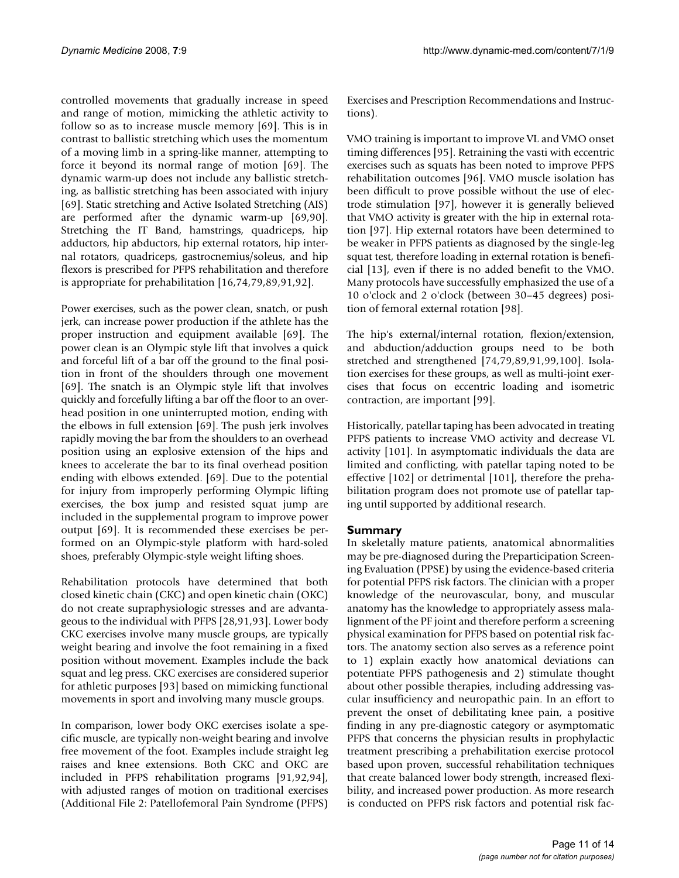controlled movements that gradually increase in speed and range of motion, mimicking the athletic activity to follow so as to increase muscle memory [69]. This is in contrast to ballistic stretching which uses the momentum of a moving limb in a spring-like manner, attempting to force it beyond its normal range of motion [69]. The dynamic warm-up does not include any ballistic stretching, as ballistic stretching has been associated with injury [69]. Static stretching and Active Isolated Stretching (AIS) are performed after the dynamic warm-up [69,90]. Stretching the IT Band, hamstrings, quadriceps, hip adductors, hip abductors, hip external rotators, hip internal rotators, quadriceps, gastrocnemius/soleus, and hip flexors is prescribed for PFPS rehabilitation and therefore is appropriate for prehabilitation [16,74,79,89,91,92].

Power exercises, such as the power clean, snatch, or push jerk, can increase power production if the athlete has the proper instruction and equipment available [69]. The power clean is an Olympic style lift that involves a quick and forceful lift of a bar off the ground to the final position in front of the shoulders through one movement [69]. The snatch is an Olympic style lift that involves quickly and forcefully lifting a bar off the floor to an overhead position in one uninterrupted motion, ending with the elbows in full extension [69]. The push jerk involves rapidly moving the bar from the shoulders to an overhead position using an explosive extension of the hips and knees to accelerate the bar to its final overhead position ending with elbows extended. [69]. Due to the potential for injury from improperly performing Olympic lifting exercises, the box jump and resisted squat jump are included in the supplemental program to improve power output [69]. It is recommended these exercises be performed on an Olympic-style platform with hard-soled shoes, preferably Olympic-style weight lifting shoes.

Rehabilitation protocols have determined that both closed kinetic chain (CKC) and open kinetic chain (OKC) do not create supraphysiologic stresses and are advantageous to the individual with PFPS [28,91,93]. Lower body CKC exercises involve many muscle groups, are typically weight bearing and involve the foot remaining in a fixed position without movement. Examples include the back squat and leg press. CKC exercises are considered superior for athletic purposes [93] based on mimicking functional movements in sport and involving many muscle groups.

In comparison, lower body OKC exercises isolate a specific muscle, are typically non-weight bearing and involve free movement of the foot. Examples include straight leg raises and knee extensions. Both CKC and OKC are included in PFPS rehabilitation programs [91,92,94], with adjusted ranges of motion on traditional exercises (Additional File 2: Patellofemoral Pain Syndrome (PFPS) Exercises and Prescription Recommendations and Instructions).

VMO training is important to improve VL and VMO onset timing differences [95]. Retraining the vasti with eccentric exercises such as squats has been noted to improve PFPS rehabilitation outcomes [96]. VMO muscle isolation has been difficult to prove possible without the use of electrode stimulation [97], however it is generally believed that VMO activity is greater with the hip in external rotation [97]. Hip external rotators have been determined to be weaker in PFPS patients as diagnosed by the single-leg squat test, therefore loading in external rotation is beneficial [13], even if there is no added benefit to the VMO. Many protocols have successfully emphasized the use of a 10 o'clock and 2 o'clock (between 30–45 degrees) position of femoral external rotation [98].

The hip's external/internal rotation, flexion/extension, and abduction/adduction groups need to be both stretched and strengthened [74,79,89,91,99,100]. Isolation exercises for these groups, as well as multi-joint exercises that focus on eccentric loading and isometric contraction, are important [99].

Historically, patellar taping has been advocated in treating PFPS patients to increase VMO activity and decrease VL activity [101]. In asymptomatic individuals the data are limited and conflicting, with patellar taping noted to be effective [102] or detrimental [101], therefore the prehabilitation program does not promote use of patellar taping until supported by additional research.

## Summary

In skeletally mature patients, anatomical abnormalities may be pre-diagnosed during the Preparticipation Screening Evaluation (PPSE) by using the evidence-based criteria for potential PFPS risk factors. The clinician with a proper knowledge of the neurovascular, bony, and muscular anatomy has the knowledge to appropriately assess malalignment of the PF joint and therefore perform a screening physical examination for PFPS based on potential risk factors. The anatomy section also serves as a reference point to 1) explain exactly how anatomical deviations can potentiate PFPS pathogenesis and 2) stimulate thought about other possible therapies, including addressing vascular insufficiency and neuropathic pain. In an effort to prevent the onset of debilitating knee pain, a positive finding in any pre-diagnostic category or asymptomatic PFPS that concerns the physician results in prophylactic treatment prescribing a prehabilitation exercise protocol based upon proven, successful rehabilitation techniques that create balanced lower body strength, increased flexibility, and increased power production. As more research is conducted on PFPS risk factors and potential risk fac-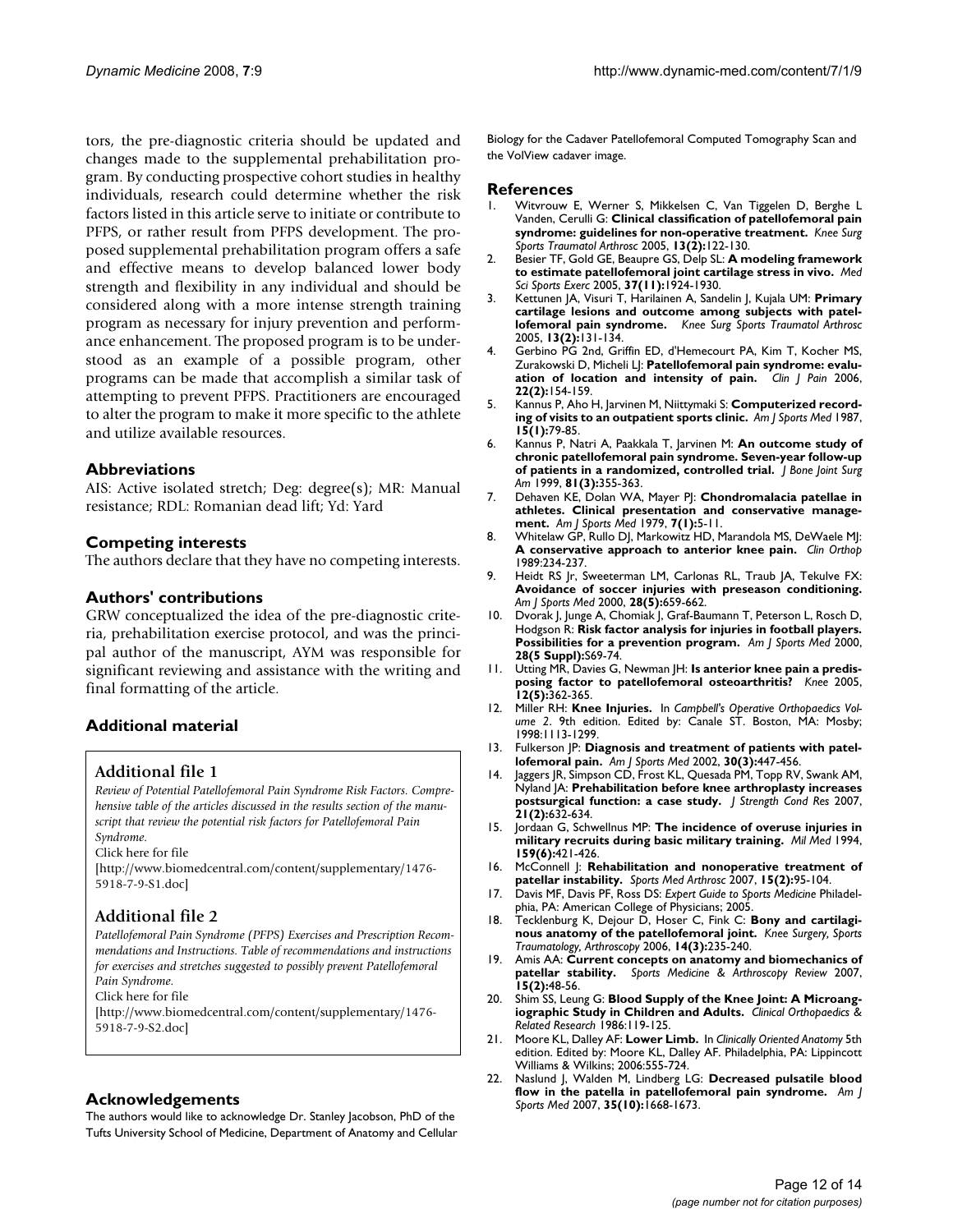tors, the pre-diagnostic criteria should be updated and changes made to the supplemental prehabilitation program. By conducting prospective cohort studies in healthy individuals, research could determine whether the risk factors listed in this article serve to initiate or contribute to PFPS, or rather result from PFPS development. The proposed supplemental prehabilitation program offers a safe and effective means to develop balanced lower body strength and flexibility in any individual and should be considered along with a more intense strength training program as necessary for injury prevention and performance enhancement. The proposed program is to be understood as an example of a possible program, other programs can be made that accomplish a similar task of attempting to prevent PFPS. Practitioners are encouraged to alter the program to make it more specific to the athlete and utilize available resources.

## Abbreviations

AIS: Active isolated stretch; Deg: degree(s); MR: Manual resistance; RDL: Romanian dead lift; Yd: Yard

## Competing interests

The authors declare that they have no competing interests.

## Authors' contributions

GRW conceptualized the idea of the pre-diagnostic criteria, prehabilitation exercise protocol, and was the principal author of the manuscript, AYM was responsible for significant reviewing and assistance with the writing and final formatting of the article.

## Additional material

### Additional file 1

*Review of Potential Patellofemoral Pain Syndrome Risk Factors. Comprehensive table of the articles discussed in the results section of the manuscript that review the potential risk factors for Patellofemoral Pain Syndrome.*

Click here for file

[http://www.biomedcentral.com/content/supplementary/1476-5918-7-9-S1.doc]

### Additional file 2

*Patellofemoral Pain Syndrome (PFPS) Exercises and Prescription Recommendations and Instructions. Table of recommendations and instructions for exercises and stretches suggested to possibly prevent Patellofemoral Pain Syndrome.*

Click here for file

[http://www.biomedcentral.com/content/supplementary/1476-5918-7-9-S2.doc]

## Acknowledgements

The authors would like to acknowledge Dr. Stanley Jacobson, PhD of the Tufts University School of Medicine, Department of Anatomy and Cellular Biology for the Cadaver Patellofemoral Computed Tomography Scan and the VolView cadaver image.

## References

1. Witvrouw E, Werner S, Mikkelsen C, Van Tiggelen D, Berghe L Vanden, Cerulli G: **Clinical classification of patellofemoral pain syndrome: guidelines for non-operative treatment.** *Knee Surg Sports Traumatol Arthrosc* 2005, **13(2):**122-130.
2. Besier TF, Gold GE, Beaupre GS, Delp SL: **A modeling framework to estimate patellofemoral joint cartilage stress in vivo.** *Med Sci Sports Exerc* 2005, **37(11):**1924-1930.
3. Kettunen JA, Visuri T, Harilainen A, Sandelin J, Kujala UM: **Primary cartilage lesions and outcome among subjects with patellofemoral pain syndrome.** *Knee Surg Sports Traumatol Arthrosc* 2005, **13(2):**131-134.
4. Gerbino PG 2nd, Griffin ED, d'Hemecourt PA, Kim T, Kocher MS, Zurakowski D, Micheli LJ: **Patellofemoral pain syndrome: evaluation of location and intensity of pain.** *Clin J Pain* 2006, **22(2):**154-159.
5. Kannus P, Aho H, Jarvinen M, Niittymaki S: **Computerized recording of visits to an outpatient sports clinic.** *Am J Sports Med* 1987, **15(1):**79-85.
6. Kannus P, Natri A, Paakkala T, Jarvinen M: **An outcome study of chronic patellofemoral pain syndrome. Seven-year follow-up of patients in a randomized, controlled trial.** *J Bone Joint Surg Am* 1999, **81(3):**355-363.
7. Dehaven KE, Dolan WA, Mayer PJ: **Chondromalacia patellae in athletes. Clinical presentation and conservative management.** *Am J Sports Med* 1979, **7(1):**5-11.
8. Whitelaw GP, Rullo DJ, Markowitz HD, Marandola MS, DeWaele MJ: **A conservative approach to anterior knee pain.** *Clin Orthop* 1989:234-237.
9. Heidt RS Jr, Sweeterman LM, Carlonas RL, Traub JA, Tekulve FX: **Avoidance of soccer injuries with preseason conditioning.** *Am J Sports Med* 2000, **28(5):**659-662.
10. Dvorak J, Junge A, Chomiak J, Graf-Baumann T, Peterson L, Rosch D, Hodgson R: **Risk factor analysis for injuries in football players. Possibilities for a prevention program.** *Am J Sports Med* 2000, **28(5 Suppl):**S69-74.
11. Utting MR, Davies G, Newman JH: **Is anterior knee pain a predisposing factor to patellofemoral osteoarthritis?** *Knee* 2005, **12(5):**362-365.
12. Miller RH: **Knee Injuries.** In *Campbell's Operative Orthopaedics Volume 2*. 9th edition. Edited by: Canale ST. Boston, MA: Mosby; 1998:1113-1299.
13. Fulkerson JP: **Diagnosis and treatment of patients with patellofemoral pain.** *Am J Sports Med* 2002, **30(3):**447-456.
14. Jaggers JR, Simpson CD, Frost KL, Quesada PM, Topp RV, Swank AM, Nyland JA: **Prehabilitation before knee arthroplasty increases postsurgical function: a case study.** *J Strength Cond Res* 2007, **21(2):**632-634.
15. Jordaan G, Schwellnus MP: **The incidence of overuse injuries in military recruits during basic military training.** *Mil Med* 1994, **159(6):**421-426.
16. McConnell J: **Rehabilitation and nonoperative treatment of patellar instability.** *Sports Med Arthrosc* 2007, **15(2):**95-104.
17. Davis MF, Davis PF, Ross DS: *Expert Guide to Sports Medicine* Philadelphia, PA: American College of Physicians; 2005.
18. Tecklenburg K, Dejour D, Hoser C, Fink C: **Bony and cartilaginous anatomy of the patellofemoral joint.** *Knee Surgery, Sports Traumatology, Arthroscopy* 2006, **14(3):**235-240.
19. Amis AA: **Current concepts on anatomy and biomechanics of patellar stability.** *Sports Medicine & Arthroscopy Review* 2007, **15(2):**48-56.
20. Shim SS, Leung G: **Blood Supply of the Knee Joint: A Microangiographic Study in Children and Adults.** *Clinical Orthopaedics & Related Research* 1986:119-125.
21. Moore KL, Dalley AF: **Lower Limb.** In *Clinically Oriented Anatomy* 5th edition. Edited by: Moore KL, Dalley AF. Philadelphia, PA: Lippincott Williams & Wilkins; 2006:555-724.
22. Naslund J, Walden M, Lindberg LG: **Decreased pulsatile blood flow in the patella in patellofemoral pain syndrome.** *Am J Sports Med* 2007, **35(10):**1668-1673.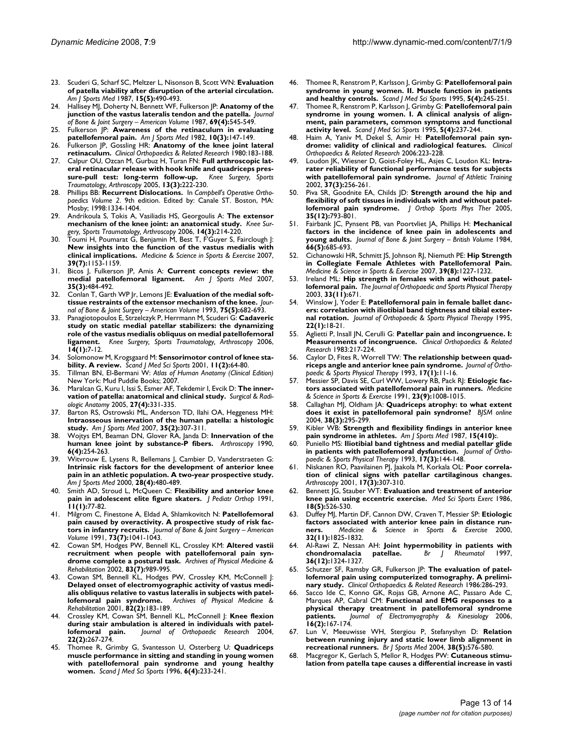23. Scuderi G, Scharf SC, Meltzer L, Nisonson B, Scott WN: **Evaluation of patella viability after disruption of the arterial circulation.** *Am J Sports Med* 1987, **15(5):**490-493.
24. Hallisey MJ, Doherty N, Bennett WF, Fulkerson JP: **Anatomy of the junction of the vastus lateralis tendon and the patella.** *Journal of Bone & Joint Surgery – American Volume* 1987, **69(4):**545-549.
25. Fulkerson JP: **Awareness of the retinaculum in evaluating patellofemoral pain.** *Am J Sports Med* 1982, **10(3):**147-149.
26. Fulkerson JP, Gossling HR: **Anatomy of the knee joint lateral retinaculum.** *Clinical Orthopaedics & Related Research* 1980:183-188.
27. Calpur OU, Ozcan M, Gurbuz H, Turan FN: **Full arthroscopic lateral retinacular release with hook knife and quadriceps pressure-pull test: long-term follow-up.** *Knee Surgery, Sports Traumatology, Arthroscopy* 2005, **13(3):**222-230.
28. Phillips BB: **Recurrent Dislocations.** In *Campbell's Operative Orthopaedics Volume 2*. 9th edition. Edited by: Canale ST. Boston, MA: Mosby; 1998:1334-1404.
29. Andrikoula S, Tokis A, Vasiliadis HS, Georgoulis A: **The extensor mechanism of the knee joint: an anatomical study.** *Knee Surgery, Sports Traumatology, Arthroscopy* 2006, **14(3):**214-220.
30. Toumi H, Poumarat G, Benjamin M, Best T, F'Guyer S, Fairclough J: **New insights into the function of the vastus medialis with clinical implications.** *Medicine & Science in Sports & Exercise* 2007, **39(7):**1153-1159.
31. Bicos J, Fulkerson JP, Amis A: **Current concepts review: the medial patellofemoral ligament.** *Am J Sports Med* 2007, **35(3):**484-492.
32. Conlan T, Garth WP Jr, Lemons JE: **Evaluation of the medial soft-tissue restraints of the extensor mechanism of the knee.** *Journal of Bone & Joint Surgery – American Volume* 1993, **75(5):**682-693.
33. Panagiotopoulos E, Strzelczyk P, Herrmann M, Scuderi G: **Cadaveric study on static medial patellar stabilizers: the dynamizing role of the vastus medialis obliquus on medial patellofemoral ligament.** *Knee Surgery, Sports Traumatology, Arthroscopy* 2006, **14(1):**7-12.
34. Solomonow M, Krogsgaard M: **Sensorimotor control of knee stability. A review.** *Scand J Med Sci Sports* 2001, **11(2):**64-80.
35. Tillman BN, El-Bermani W: *Atlas of Human Anatomy (Clinical Edition)* New York: Mud Puddle Books; 2007.
36. Maralcan G, Kuru I, Issi S, Esmer AF, Tekdemir I, Evcik D: **The innervation of patella: anatomical and clinical study.** *Surgical & Radiologic Anatomy* 2005, **27(4):**331-335.
37. Barton RS, Ostrowski ML, Anderson TD, Ilahi OA, Heggeness MH: **Intraosseous innervation of the human patella: a histologic study.** *Am J Sports Med* 2007, **35(2):**307-311.
38. Wojtys EM, Beaman DN, Glover RA, Janda D: **Innervation of the human knee joint by substance-P fibers.** *Arthroscopy* 1990, **6(4):**254-263.
39. Witvrouw E, Lysens R, Bellemans J, Cambier D, Vanderstraeten G: **Intrinsic risk factors for the development of anterior knee pain in an athletic population. A two-year prospective study.** *Am J Sports Med* 2000, **28(4):**480-489.
40. Smith AD, Stroud L, McQueen C: **Flexibility and anterior knee pain in adolescent elite figure skaters.** *J Pediatr Orthop* 1991, **11(1):**77-82.
41. Milgrom C, Finestone A, Eldad A, Shlamkovitch N: **Patellofemoral pain caused by overactivity. A prospective study of risk factors in infantry recruits.** *Journal of Bone & Joint Surgery – American Volume* 1991, **73(7):**1041-1043.
42. Cowan SM, Hodges PW, Bennell KL, Crossley KM: **Altered vastii recruitment when people with patellofemoral pain syndrome complete a postural task.** *Archives of Physical Medicine & Rehabilitation* 2002, **83(7):**989-995.
43. Cowan SM, Bennell KL, Hodges PW, Crossley KM, McConnell J: **Delayed onset of electromyographic activity of vastus medialis obliquus relative to vastus lateralis in subjects with patellofemoral pain syndrome.** *Archives of Physical Medicine & Rehabilitation* 2001, **82(2):**183-189.
44. Crossley KM, Cowan SM, Bennell KL, McConnell J: **Knee flexion during stair ambulation is altered in individuals with patellofemoral pain.** *Journal of Orthopaedic Research* 2004, **22(2):**267-274.
45. Thomee R, Grimby G, Svantesson U, Osterberg U: **Quadriceps muscle performance in sitting and standing in young women with patellofemoral pain syndrome and young healthy women.** *Scand J Med Sci Sports* 1996, **6(4):**233-241.
46. Thomee R, Renstrom P, Karlsson J, Grimby G: **Patellofemoral pain syndrome in young women. II. Muscle function in patients and healthy controls.** *Scand J Med Sci Sports* 1995, **5(4):**245-251.
47. Thomee R, Renstrom P, Karlsson J, Grimby G: **Patellofemoral pain syndrome in young women. I. A clinical analysis of alignment, pain parameters, common symptoms and functional activity level.** *Scand J Med Sci Sports* 1995, **5(4):**237-244.
48. Haim A, Yaniv M, Dekel S, Amir H: **Patellofemoral pain syndrome: validity of clinical and radiological features.** *Clinical Orthopaedics & Related Research* 2006:223-228.
49. Loudon JK, Wiesner D, Goist-Foley HL, Asjes C, Loudon KL: **Intrarater reliability of functional performance tests for subjects with patellofemoral pain syndrome.** *Journal of Athletic Training* 2002, **37(3):**256-261.
50. Piva SR, Goodnite EA, Childs JD: **Strength around the hip and flexibility of soft tissues in individuals with and without patellofemoral pain syndrome.** *J Orthop Sports Phys Ther* 2005, **35(12):**793-801.
51. Fairbank JC, Pynsent PB, van Poortvliet JA, Phillips H: **Mechanical factors in the incidence of knee pain in adolescents and young adults.** *Journal of Bone & Joint Surgery – British Volume* 1984, **66(5):**685-693.
52. Cichanowski HR, Schmitt JS, Johnson RJ, Niemuth PE: **Hip Strength in Collegiate Female Athletes with Patellofemoral Pain.** *Medicine & Science in Sports & Exercise* 2007, **39(8):**1227-1232.
53. Ireland ML: **Hip strength in females with and without patellofemoral pain.** *The Journal of Orthopaedic and Sports Physical Therapy* 2003, **33(11):**671.
54. Winslow J, Yoder E: **Patellofemoral pain in female ballet dancers: correlation with iliotibial band tightness and tibial external rotation.** *Journal of Orthopaedic & Sports Physical Therapy* 1995, **22(1):**18-21.
55. Aglietti P, Insall JN, Cerulli G: **Patellar pain and incongruence. I: Measurements of incongruence.** *Clinical Orthopaedics & Related Research* 1983:217-224.
56. Caylor D, Fites R, Worrell TW: **The relationship between quadriceps angle and anterior knee pain syndrome.** *Journal of Orthopaedic & Sports Physical Therapy* 1993, **17(1):**11-16.
57. Messier SP, Davis SE, Curl WW, Lowery RB, Pack RJ: **Etiologic factors associated with patellofemoral pain in runners.** *Medicine & Science in Sports & Exercise* 1991, **23(9):**1008-1015.
58. Callaghan MJ, Oldham JA: **Quadriceps atrophy: to what extent does it exist in patellofemoral pain syndrome?** *BJSM online* 2004, **38(3):**295-299.
59. Kibler WB: **Strength and flexibility findings in anterior knee pain syndrome in athletes.** *Am J Sports Med* 1987, **15(410):**.
60. Puniello MS: **Iliotibial band tightness and medial patellar glide in patients with patellofemoral dysfunction.** *Journal of Orthopaedic & Sports Physical Therapy* 1993, **17(3):**144-148.
61. Niskanen RO, Paavilainen PJ, Jaakola M, Korkala OL: **Poor correlation of clinical signs with patellar cartilaginous changes.** *Arthroscopy* 2001, **17(3):**307-310.
62. Bennett JG, Stauber WT: **Evaluation and treatment of anterior knee pain using eccentric exercise.** *Med Sci Sports Exerc* 1986, **18(5):**526-530.
63. Duffey MJ, Martin DF, Cannon DW, Craven T, Messier SP: **Etiologic factors associated with anterior knee pain in distance runners.** *Medicine & Science in Sports & Exercise* 2000, **32(11):**1825-1832.
64. Al-Rawi Z, Nessan AH: **Joint hypermobility in patients with chondromalacia patellae.** *Br J Rheumatol* 1997, **36(12):**1324-1327.
65. Schutzer SF, Ramsby GR, Fulkerson JP: **The evaluation of patellofemoral pain using computerized tomography. A preliminary study.** *Clinical Orthopaedics & Related Research* 1986:286-293.
66. Sacco Ide C, Konno GK, Rojas GB, Arnone AC, Passaro Ade C, Marques AP, Cabral CM: **Functional and EMG responses to a physical therapy treatment in patellofemoral syndrome patients.** *Journal of Electromyography & Kinesiology* 2006, **16(2):**167-174.
67. Lun V, Meeuwisse WH, Stergiou P, Stefanyshyn D: **Relation between running injury and static lower limb alignment in recreational runners.** *Br J Sports Med* 2004, **38(5):**576-580.
68. Macgregor K, Gerlach S, Mellor R, Hodges PW: **Cutaneous stimulation from patella tape causes a differential increase in vasti**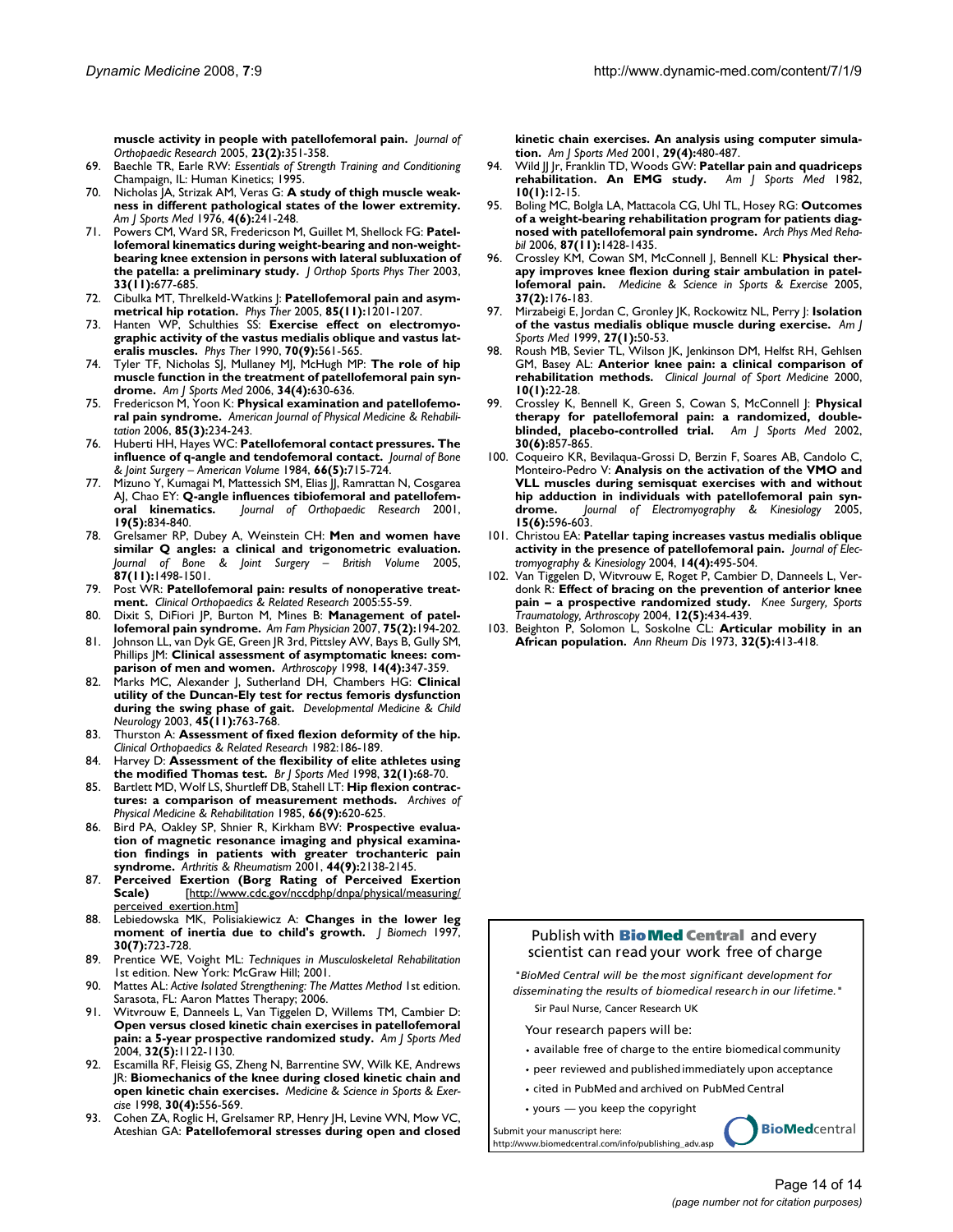muscle activity in people with patellofemoral pain. *Journal of Orthopaedic Research* 2005, **23(2)**:351-358.

69. Baechle TR, Earle RW: *Essentials of Strength Training and Conditioning* Champaign, IL: Human Kinetics; 1995.
70. Nicholas JA, Strizak AM, Veras G: **A study of thigh muscle weakness in different pathological states of the lower extremity.** *Am J Sports Med* 1976, **4(6)**:241-248.
71. Powers CM, Ward SR, Fredericson M, Guillet M, Shellock FG: **Patellofemoral kinematics during weight-bearing and non-weight-bearing knee extension in persons with lateral subluxation of the patella: a preliminary study.** *J Orthop Sports Phys Ther* 2003, **33(11)**:677-685.
72. Cibulka MT, Threlkeld-Watkins J: **Patellofemoral pain and asymmetrical hip rotation.** *Phys Ther* 2005, **85(11)**:1201-1207.
73. Hanten WP, Schulthies SS: **Exercise effect on electromyographic activity of the vastus medialis oblique and vastus lateralis muscles.** *Phys Ther* 1990, **70(9)**:561-565.
74. Tyler TF, Nicholas SJ, Mullaney MJ, McHugh MP: **The role of hip muscle function in the treatment of patellofemoral pain syndrome.** *Am J Sports Med* 2006, **34(4)**:630-636.
75. Fredericson M, Yoon K: **Physical examination and patellofemoral pain syndrome.** *American Journal of Physical Medicine & Rehabilitation* 2006, **85(3)**:234-243.
76. Huberti HH, Hayes WC: **Patellofemoral contact pressures. The influence of q-angle and tendofemoral contact.** *Journal of Bone & Joint Surgery – American Volume* 1984, **66(5)**:715-724.
77. Mizuno Y, Kumagai M, Mattessich SM, Elias JJ, Ramrattan N, Cosgarea AJ, Chao EY: **Q-angle influences tibiofemoral and patellofemoral kinematics.** *Journal of Orthopaedic Research* 2001, **19(5)**:834-840.
78. Grelsamer RP, Dubey A, Weinstein CH: **Men and women have similar Q angles: a clinical and trigonometric evaluation.** *Journal of Bone & Joint Surgery – British Volume* 2005, **87(11)**:1498-1501.
79. Post WR: **Patellofemoral pain: results of nonoperative treatment.** *Clinical Orthopaedics & Related Research* 2005:55-59.
80. Dixit S, DiFiori JP, Burton M, Mines B: **Management of patellofemoral pain syndrome.** *Am Fam Physician* 2007, **75(2)**:194-202.
81. Johnson LL, van Dyk GE, Green JR 3rd, Pittsley AW, Bays B, Gully SM, Phillips JM: **Clinical assessment of asymptomatic knees: comparison of men and women.** *Arthroscopy* 1998, **14(4)**:347-359.
82. Marks MC, Alexander J, Sutherland DH, Chambers HG: **Clinical utility of the Duncan-Ely test for rectus femoris dysfunction during the swing phase of gait.** *Developmental Medicine & Child Neurology* 2003, **45(11)**:763-768.
83. Thurston A: **Assessment of fixed flexion deformity of the hip.** *Clinical Orthopaedics & Related Research* 1982:186-189.
84. Harvey D: **Assessment of the flexibility of elite athletes using the modified Thomas test.** *Br J Sports Med* 1998, **32(1)**:68-70.
85. Bartlett MD, Wolf LS, Shurtleff DB, Stahell LT: **Hip flexion contractures: a comparison of measurement methods.** *Archives of Physical Medicine & Rehabilitation* 1985, **66(9)**:620-625.
86. Bird PA, Oakley SP, Shnier R, Kirkham BW: **Prospective evaluation of magnetic resonance imaging and physical examination findings in patients with greater trochanteric pain syndrome.** *Arthritis & Rheumatism* 2001, **44(9)**:2138-2145.
87. **Perceived Exertion (Borg Rating of Perceived Exertion Scale)** [http://www.cdc.gov/nccdphp/dnpa/physical/measuring/perceived_exertion.htm]
88. Lebiedowska MK, Polisiakiewicz A: **Changes in the lower leg moment of inertia due to child's growth.** *J Biomech* 1997, **30(7)**:723-728.
89. Prentice WE, Voight ML: *Techniques in Musculoskeletal Rehabilitation* 1st edition. New York: McGraw Hill; 2001.
90. Mattes AL: *Active Isolated Strengthening: The Mattes Method* 1st edition. Sarasota, FL: Aaron Mattes Therapy; 2006.
91. Witvrouw E, Danneels L, Van Tiggelen D, Willems TM, Cambier D: **Open versus closed kinetic chain exercises in patellofemoral pain: a 5-year prospective randomized study.** *Am J Sports Med* 2004, **32(5)**:1122-1130.
92. Escamilla RF, Fleisig GS, Zheng N, Barrentine SW, Wilk KE, Andrews JR: **Biomechanics of the knee during closed kinetic chain and open kinetic chain exercises.** *Medicine & Science in Sports & Exercise* 1998, **30(4)**:556-569.
93. Cohen ZA, Roglic H, Grelsamer RP, Henry JH, Levine WN, Mow VC, Ateshian GA: **Patellofemoral stresses during open and closed kinetic chain exercises. An analysis using computer simulation.** *Am J Sports Med* 2001, **29(4)**:480-487.
94. Wild JJ Jr, Franklin TD, Woods GW: **Patellar pain and quadriceps rehabilitation. An EMG study.** *Am J Sports Med* 1982, **10(1)**:12-15.
95. Boling MC, Bolgla LA, Mattacola CG, Uhl TL, Hosey RG: **Outcomes of a weight-bearing rehabilitation program for patients diagnosed with patellofemoral pain syndrome.** *Arch Phys Med Rehabil* 2006, **87(11)**:1428-1435.
96. Crossley KM, Cowan SM, McConnell J, Bennell KL: **Physical therapy improves knee flexion during stair ambulation in patellofemoral pain.** *Medicine & Science in Sports & Exercise* 2005, **37(2)**:176-183.
97. Mirzabeigi E, Jordan C, Gronley JK, Rockowitz NL, Perry J: **Isolation of the vastus medialis oblique muscle during exercise.** *Am J Sports Med* 1999, **27(1)**:50-53.
98. Roush MB, Sevier TL, Wilson JK, Jenkinson DM, Helfst RH, Gehlsen GM, Basey AL: **Anterior knee pain: a clinical comparison of rehabilitation methods.** *Clinical Journal of Sport Medicine* 2000, **10(1)**:22-28.
99. Crossley K, Bennell K, Green S, Cowan S, McConnell J: **Physical therapy for patellofemoral pain: a randomized, double-blinded, placebo-controlled trial.** *Am J Sports Med* 2002, **30(6)**:857-865.
100. Coqueiro KR, Bevilaqua-Grossi D, Berzin F, Soares AB, Candolo C, Monteiro-Pedro V: **Analysis on the activation of the VMO and VLL muscles during semisquat exercises with and without hip adduction in individuals with patellofemoral pain syndrome.** *Journal of Electromyography & Kinesiology* 2005, **15(6)**:596-603.
101. Christou EA: **Patellar taping increases vastus medialis oblique activity in the presence of patellofemoral pain.** *Journal of Electromyography & Kinesiology* 2004, **14(4)**:495-504.
102. Van Tiggelen D, Witvrouw E, Roget P, Cambier D, Danneels L, Verdonk R: **Effect of bracing on the prevention of anterior knee pain – a prospective randomized study.** *Knee Surgery, Sports Traumatology, Arthroscopy* 2004, **12(5)**:434-439.
103. Beighton P, Solomon L, Soskolne CL: **Articular mobility in an African population.** *Ann Rheum Dis* 1973, **32(5)**:413-418.

Publish with **BioMed Central** and every scientist can read your work free of charge

*"BioMed Central will be the most significant development for disseminating the results of biomedical research in our lifetime."*
Sir Paul Nurse, Cancer Research UK

Your research papers will be:

- available free of charge to the entire biomedical community
- peer reviewed and published immediately upon acceptance
- cited in PubMed and archived on PubMed Central
- yours — you keep the copyright

Submit your manuscript here:
http://www.biomedcentral.com/info/publishing_adv.asp

BioMedcentral